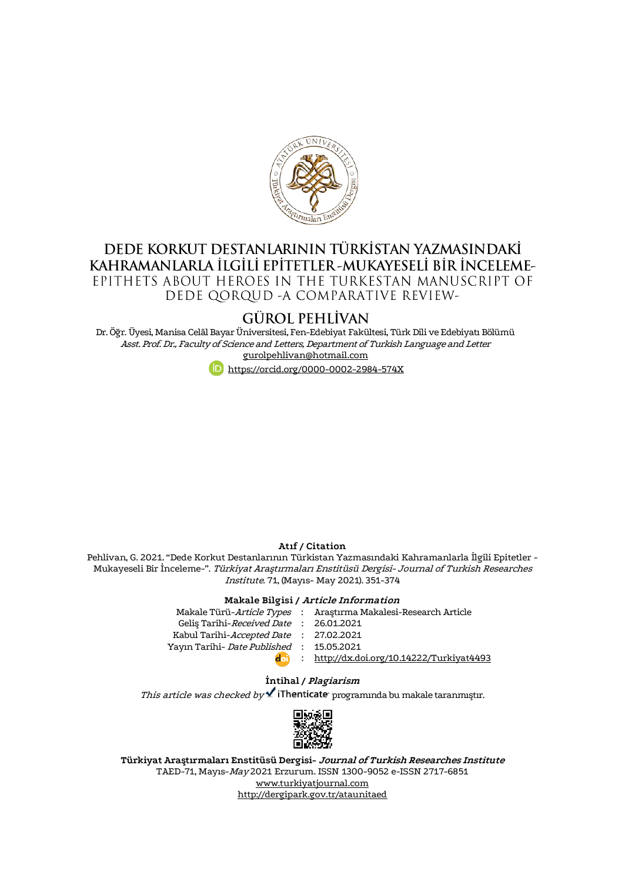# DEDE KORKUT DESTANLARININ TÜRKİSTAN YAZMASINDAKİ KAHRAMANLARLA İLGİLİ EPİTETLER-MUKAYESELİ BİR İNCELEME-

## EPITHETS ABOUT HEROES IN THE TURKESTAN MANUSCRIPT OF DEDE QORQUD -A COMPARATIVE REVIEW-

### GÜROL PEHLİVAN

Dr. Öğr. Üyesi, Manisa Celâl Bayar Üniversitesi, Fen-Edebiyat Fakültesi, Türk Dili ve Edebiyatı Bölümü
*Asst. Prof. Dr., Faculty of Science and Letters, Department of Turkish Language and Letter*
gurolpehlivan@hotmail.com
https://orcid.org/0000-0002-2984-574X

**Atıf / Citation**

Pehlivan, G. 2021. "Dede Korkut Destanlarının Türkistan Yazmasındaki Kahramanlarla İlgili Epitetler -Mukayeseli Bir İnceleme-". *Türkiyat Araştırmaları Enstitüsü Dergisi- Journal of Turkish Researches Institute*. 71, (Mayıs- May 2021). 351-374

**Makale Bilgisi / *Article Information***

| | | |
|---|---|---|
| Makale Türü-*Article Types* | : | Araştırma Makalesi-Research Article |
| Geliş Tarihi-*Received Date* | : | 26.01.2021 |
| Kabul Tarihi-*Accepted Date* | : | 27.02.2021 |
| Yayın Tarihi- *Date Published* | : | 15.05.2021 |
| doi | : | http://dx.doi.org/10.14222/Turkiyat4493 |

**İntihal / *Plagiarism***

*This article was checked by* iThenticate programında bu makale taranmıştır.

**Türkiyat Araştırmaları Enstitüsü Dergisi- *Journal of Turkish Researches Institute***
TAED-71, Mayıs-*May* 2021 Erzurum. ISSN 1300-9052 e-ISSN 2717-6851
www.turkiyatjournal.com
http://dergipark.gov.tr/ataunitaed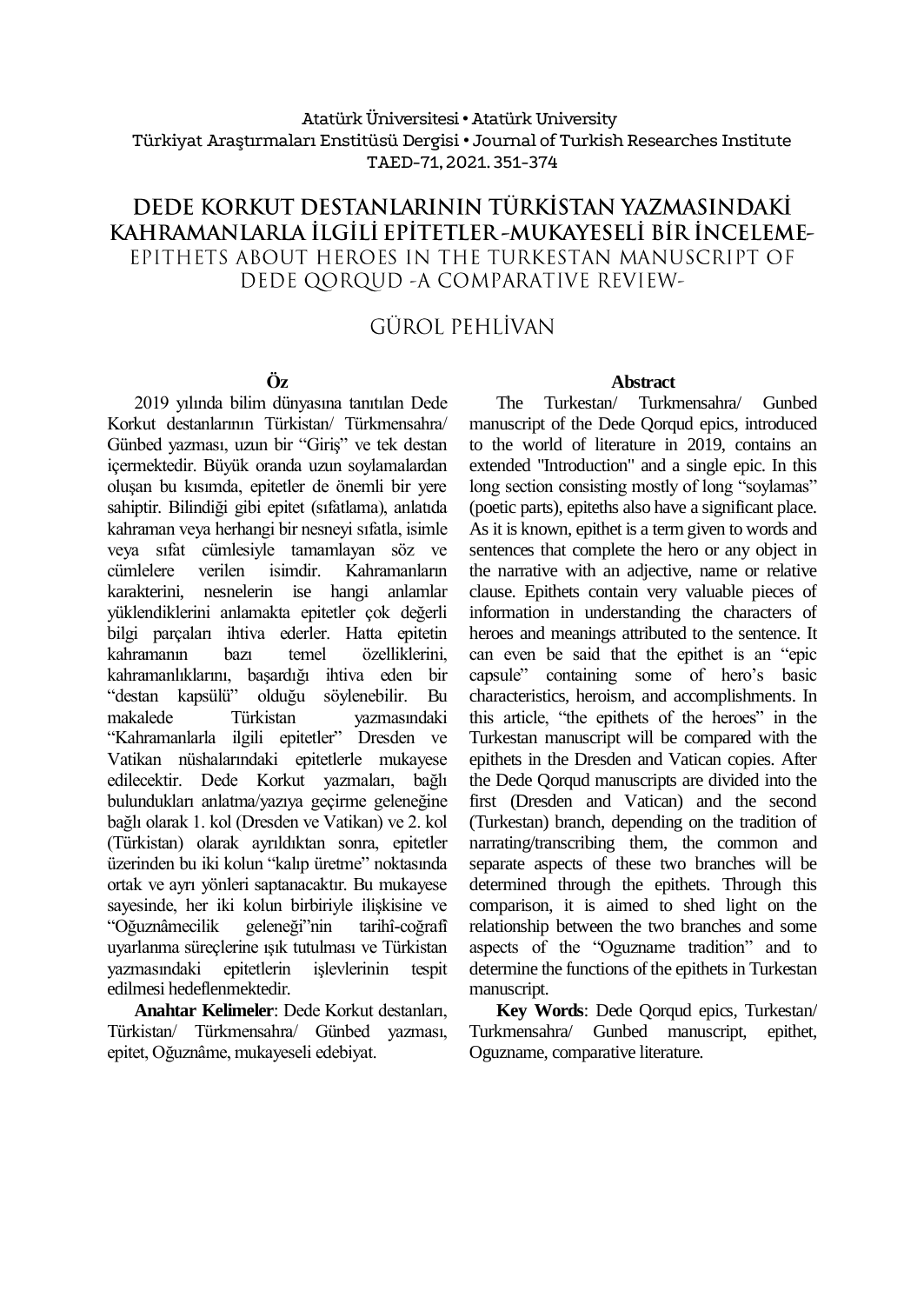Atatürk Üniversitesi • Atatürk University
Türkiyat Araştırmaları Enstitüsü Dergisi • Journal of Turkish Researches Institute
TAED-71, 2021. 351-374

# DEDE KORKUT DESTANLARININ TÜRKİSTAN YAZMASINDAKİ KAHRAMANLARLA İLGİLİ EPİTETLER -MUKAYESELİ BİR İNCELEME-

## EPITHETS ABOUT HEROES IN THE TURKESTAN MANUSCRIPT OF DEDE QORQUD -A COMPARATIVE REVIEW-

GÜROL PEHLİVAN

**Öz**

2019 yılında bilim dünyasına tanıtılan Dede Korkut destanlarının Türkistan/ Türkmensahra/ Günbed yazması, uzun bir "Giriş" ve tek destan içermektedir. Büyük oranda uzun soylamalardan oluşan bu kısımda, epitetler de önemli bir yere sahiptir. Bilindiği gibi epitet (sıfatlama), anlatıda kahraman veya herhangi bir nesneyi sıfatla, isimle veya sıfat cümlesiyle tamamlayan söz ve cümlelere verilen isimdir. Kahramanların karakterini, nesnelerin ise hangi anlamlar yüklendiklerini anlamakta epitetler çok değerli bilgi parçaları ihtiva ederler. Hatta epitetin kahramanın bazı temel özelliklerini, kahramanlıklarını, başardığı ihtiva eden bir "destan kapsülü" olduğu söylenebilir. Bu makalede Türkistan yazmasındaki "Kahramanlarla ilgili epitetler" Dresden ve Vatikan nüshalarındaki epitetlerle mukayese edilecektir. Dede Korkut yazmaları, bağlı bulundukları anlatma/yazıya geçirme geleneğine bağlı olarak 1. kol (Dresden ve Vatikan) ve 2. kol (Türkistan) olarak ayrıldıktan sonra, epitetler üzerinden bu iki kolun "kalıp üretme" noktasında ortak ve ayrı yönleri saptanacaktır. Bu mukayese sayesinde, her iki kolun birbiriyle ilişkisine ve "Oğuznâmecilik geleneği"nin tarihî-coğrafî uyarlanma süreçlerine ışık tutulması ve Türkistan yazmasındaki epitetlerin işlevlerinin tespit edilmesi hedeflenmektedir.

**Anahtar Kelimeler**: Dede Korkut destanları, Türkistan/ Türkmensahra/ Günbed yazması, epitet, Oğuznâme, mukayeseli edebiyat.

**Abstract**

The Turkestan/ Turkmensahra/ Gunbed manuscript of the Dede Qorqud epics, introduced to the world of literature in 2019, contains an extended "Introduction" and a single epic. In this long section consisting mostly of long "soylamas" (poetic parts), epiteths also have a significant place. As it is known, epithet is a term given to words and sentences that complete the hero or any object in the narrative with an adjective, name or relative clause. Epithets contain very valuable pieces of information in understanding the characters of heroes and meanings attributed to the sentence. It can even be said that the epithet is an "epic capsule" containing some of hero's basic characteristics, heroism, and accomplishments. In this article, "the epithets of the heroes" in the Turkestan manuscript will be compared with the epithets in the Dresden and Vatican copies. After the Dede Qorqud manuscripts are divided into the first (Dresden and Vatican) and the second (Turkestan) branch, depending on the tradition of narrating/transcribing them, the common and separate aspects of these two branches will be determined through the epithets. Through this comparison, it is aimed to shed light on the relationship between the two branches and some aspects of the "Oguzname tradition" and to determine the functions of the epithets in Turkestan manuscript.

**Key Words**: Dede Qorqud epics, Turkestan/ Turkmensahra/ Gunbed manuscript, epithet, Oguzname, comparative literature.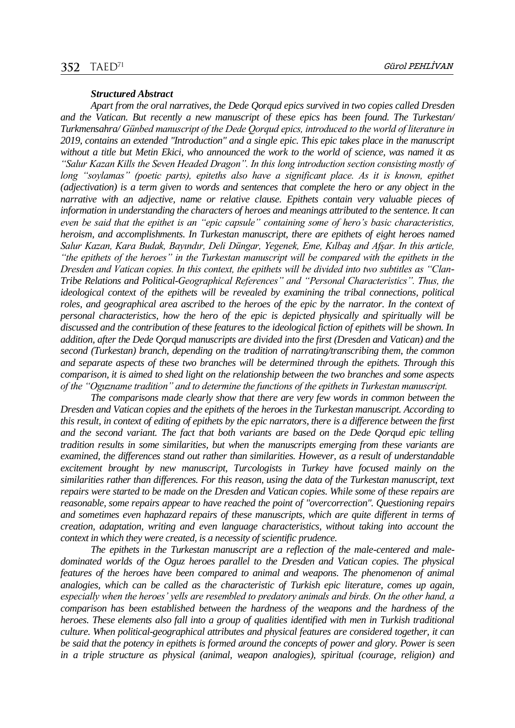***Structured Abstract***

*Apart from the oral narratives, the Dede Qorqud epics survived in two copies called Dresden and the Vatican. But recently a new manuscript of these epics has been found. The Turkestan/ Turkmensahra/ Günbed manuscript of the Dede Qorqud epics, introduced to the world of literature in 2019, contains an extended "Introduction" and a single epic. This epic takes place in the manuscript without a title but Metin Ekici, who announced the work to the world of science, was named it as "Salur Kazan Kills the Seven Headed Dragon". In this long introduction section consisting mostly of long "soylamas" (poetic parts), epiteths also have a significant place. As it is known, epithet (adjectivation) is a term given to words and sentences that complete the hero or any object in the narrative with an adjective, name or relative clause. Epithets contain very valuable pieces of information in understanding the characters of heroes and meanings attributed to the sentence. It can even be said that the epithet is an "epic capsule" containing some of hero's basic characteristics, heroism, and accomplishments. In Turkestan manuscript, there are epithets of eight heroes named Salur Kazan, Kara Budak, Bayındır, Deli Düngar, Yegenek, Eme, Kılbaş and Afşar. In this article, "the epithets of the heroes" in the Turkestan manuscript will be compared with the epithets in the Dresden and Vatican copies. In this context, the epithets will be divided into two subtitles as "Clan-Tribe Relations and Political-Geographical References" and "Personal Characteristics". Thus, the ideological context of the epithets will be revealed by examining the tribal connections, political roles, and geographical area ascribed to the heroes of the epic by the narrator. In the context of personal characteristics, how the hero of the epic is depicted physically and spiritually will be discussed and the contribution of these features to the ideological fiction of epithets will be shown. In addition, after the Dede Qorqud manuscripts are divided into the first (Dresden and Vatican) and the second (Turkestan) branch, depending on the tradition of narrating/transcribing them, the common and separate aspects of these two branches will be determined through the epithets. Through this comparison, it is aimed to shed light on the relationship between the two branches and some aspects of the "Oguzname tradition" and to determine the functions of the epithets in Turkestan manuscript.*

*The comparisons made clearly show that there are very few words in common between the Dresden and Vatican copies and the epithets of the heroes in the Turkestan manuscript. According to this result, in context of editing of epithets by the epic narrators, there is a difference between the first and the second variant. The fact that both variants are based on the Dede Qorqud epic telling tradition results in some similarities, but when the manuscripts emerging from these variants are examined, the differences stand out rather than similarities. However, as a result of understandable excitement brought by new manuscript, Turcologists in Turkey have focused mainly on the similarities rather than differences. For this reason, using the data of the Turkestan manuscript, text repairs were started to be made on the Dresden and Vatican copies. While some of these repairs are reasonable, some repairs appear to have reached the point of "overcorrection". Questioning repairs and sometimes even haphazard repairs of these manuscripts, which are quite different in terms of creation, adaptation, writing and even language characteristics, without taking into account the context in which they were created, is a necessity of scientific prudence.*

*The epithets in the Turkestan manuscript are a reflection of the male-centered and male-dominated worlds of the Oguz heroes parallel to the Dresden and Vatican copies. The physical features of the heroes have been compared to animal and weapons. The phenomenon of animal analogies, which can be called as the characteristic of Turkish epic literature, comes up again, especially when the heroes' yells are resembled to predatory animals and birds. On the other hand, a comparison has been established between the hardness of the weapons and the hardness of the heroes. These elements also fall into a group of qualities identified with men in Turkish traditional culture. When political-geographical attributes and physical features are considered together, it can be said that the potency in epithets is formed around the concepts of power and glory. Power is seen in a triple structure as physical (animal, weapon analogies), spiritual (courage, religion) and*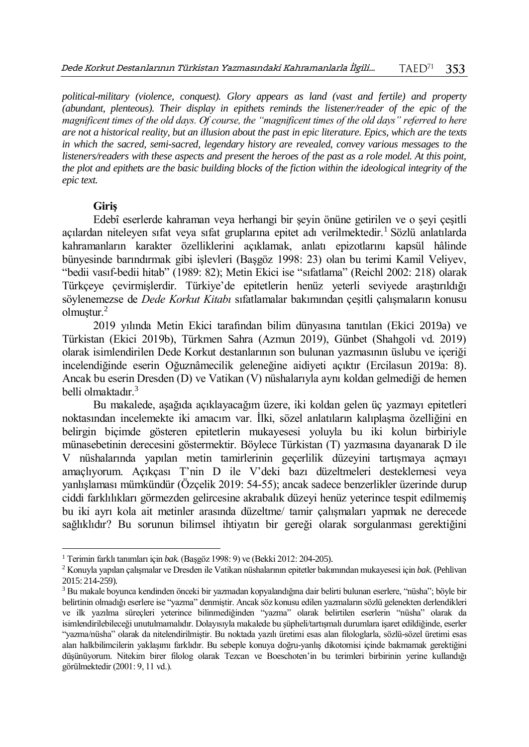*political-military (violence, conquest). Glory appears as land (vast and fertile) and property (abundant, plenteous). Their display in epithets reminds the listener/reader of the epic of the magnificent times of the old days. Of course, the "magnificent times of the old days" referred to here are not a historical reality, but an illusion about the past in epic literature. Epics, which are the texts in which the sacred, semi-sacred, legendary history are revealed, convey various messages to the listeners/readers with these aspects and present the heroes of the past as a role model. At this point, the plot and epithets are the basic building blocks of the fiction within the ideological integrity of the epic text.*

## Giriş

Edebî eserlerde kahraman veya herhangi bir şeyin önüne getirilen ve o şeyi çeşitli açılardan niteleyen sıfat veya sıfat gruplarına epitet adı verilmektedir.[1] Sözlü anlatılarda kahramanların karakter özelliklerini açıklamak, anlatı epizotlarını kapsül hâlinde bünyesinde barındırmak gibi işlevleri (Başgöz 1998: 23) olan bu terimi Kamil Veliyev, "bedii vasıf-bedii hitab" (1989: 82); Metin Ekici ise "sıfatlama" (Reichl 2002: 218) olarak Türkçeye çevirmişlerdir. Türkiye'de epitetlerin henüz yeterli seviyede araştırıldığı söylenemezse de *Dede Korkut Kitabı* sıfatlamalar bakımından çeşitli çalışmaların konusu olmuştur.[2]

2019 yılında Metin Ekici tarafından bilim dünyasına tanıtılan (Ekici 2019a) ve Türkistan (Ekici 2019b), Türkmen Sahra (Azmun 2019), Günbet (Shahgoli vd. 2019) olarak isimlendirilen Dede Korkut destanlarının son bulunan yazmasının üslubu ve içeriği incelendiğinde eserin Oğuznâmecilik geleneğine aidiyeti açıktır (Ercilasun 2019a: 8). Ancak bu eserin Dresden (D) ve Vatikan (V) nüshalarıyla aynı koldan gelmediği de hemen belli olmaktadır.[3]

Bu makalede, aşağıda açıklayacağım üzere, iki koldan gelen üç yazmayı epitetleri noktasından incelemekte iki amacım var. İlki, sözel anlatıların kalıplaşma özelliğini en belirgin biçimde gösteren epitetlerin mukayesesi yoluyla bu iki kolun birbiriyle münasebetinin derecesini göstermektir. Böylece Türkistan (T) yazmasına dayanarak D ile V nüshalarında yapılan metin tamirlerinin geçerlilik düzeyini tartışmaya açmayı amaçlıyorum. Açıkçası T'nin D ile V'deki bazı düzeltmeleri desteklemesi veya yanlışlaması mümkündür (Özçelik 2019: 54-55); ancak sadece benzerlikler üzerinde durup ciddi farklılıkları görmezden gelircesine akrabalık düzeyi henüz yeterince tespit edilmemiş bu iki ayrı kola ait metinler arasında düzeltme/ tamir çalışmaları yapmak ne derecede sağlıklıdır? Bu sorunun bilimsel ihtiyatın bir gereği olarak sorgulanması gerektiğini

---

[1] Terimin farklı tanımları için *bak.* (Başgöz 1998: 9) ve (Bekki 2012: 204-205).

[2] Konuyla yapılan çalışmalar ve Dresden ile Vatikan nüshalarının epitetler bakımından mukayesesi için *bak*. (Pehlivan 2015: 214-259).

[3] Bu makale boyunca kendinden önceki bir yazmadan kopyalandığına dair belirti bulunan eserlere, "nüsha"; böyle bir belirtinin olmadığı eserlere ise "yazma" denmiştir. Ancak söz konusu edilen yazmaların sözlü gelenekten derlendikleri ve ilk yazılma süreçleri yeterince bilinmediğinden "yazma" olarak belirtilen eserlerin "nüsha" olarak da isimlendirilebileceği unutulmamalıdır. Dolayısıyla makalede bu şüpheli/tartışmalı durumlara işaret edildiğinde, eserler "yazma/nüsha" olarak da nitelendirilmiştir. Bu noktada yazılı üretimi esas alan filologlarla, sözlü-sözel üretimi esas alan halkbilimcilerin yaklaşımı farklıdır. Bu sebeple konuya doğru-yanlış dikotomisi içinde bakmamak gerektiğini düşünüyorum. Nitekim birer filolog olarak Tezcan ve Boeschoten'in bu terimleri birbirinin yerine kullandığı görülmektedir (2001: 9, 11 vd.).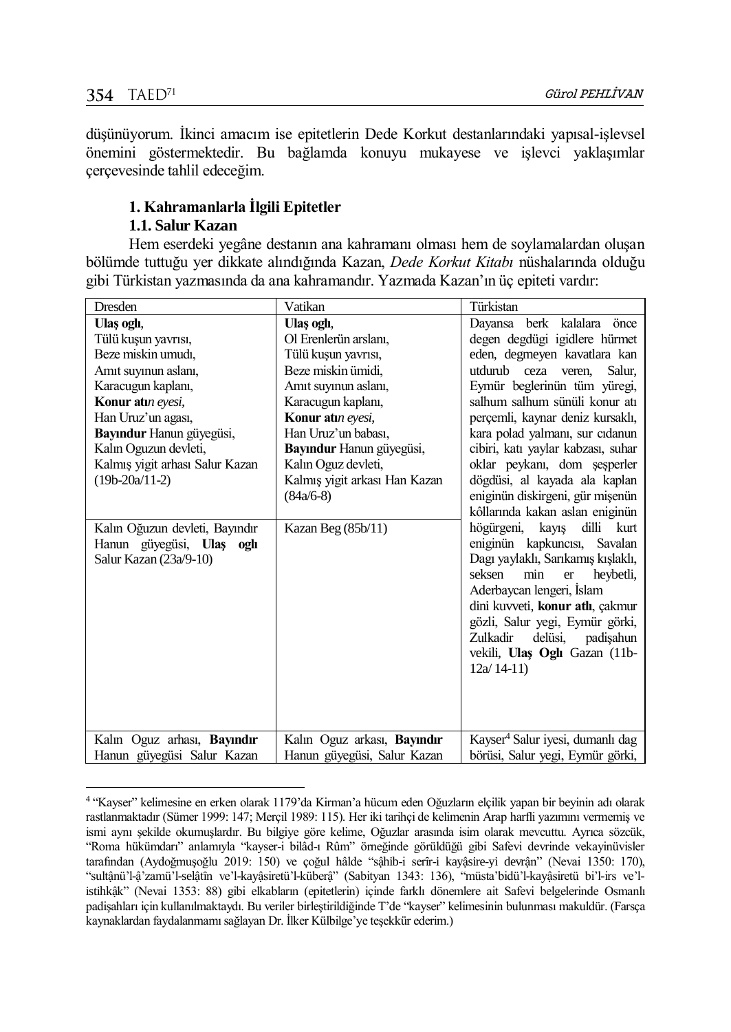düşünüyorum. İkinci amacım ise epitetlerin Dede Korkut destanlarındaki yapısal-işlevsel önemini göstermektedir. Bu bağlamda konuyu mukayese ve işlevci yaklaşımlar çerçevesinde tahlil edeceğim.

### 1. Kahramanlarla İlgili Epitetler

#### 1.1. Salur Kazan

Hem eserdeki yegâne destanın ana kahramanı olması hem de soylamalardan oluşan bölümde tuttuğu yer dikkate alındığında Kazan, *Dede Korkut Kitabı* nüshalarında olduğu gibi Türkistan yazmasında da ana kahramandır. Yazmada Kazan'ın üç epiteti vardır:

| Dresden | Vatikan | Türkistan |
|---|---|---|
| **Ulaş oglı**,<br>Tülü kuşun yavrısı,<br>Beze miskin umudı,<br>Amıt suyınun aslanı,<br>Karacugun kaplanı,<br>**Konur atı**n *eyesi*,<br>Han Uruz'un agası,<br>**Bayındur** Hanun güyegüsi,<br>Kalın Oguzun devleti,<br>Kalmış yigit arhası Salur Kazan (19b-20a/11-2) | **Ulaş oglı**,<br>Ol Erenlerün arslanı,<br>Tülü kuşun yavrısı,<br>Beze miskin ümidi,<br>Amıt suyınun aslanı,<br>Karacugun kaplanı,<br>**Konur atı**n *eyesi*,<br>Han Uruz'un babası,<br>**Bayındur** Hanun güyegüsi,<br>Kalın Oguz devleti,<br>Kalmış yigit arkası Han Kazan (84a/6-8) | Dayansa berk kalalara önce degen degdügi igidlere hürmet eden, degmeyen kavatlara kan utdurub ceza veren, Salur, Eymür beglerinün tüm yüregi, salhum salhum sünüli konur atı perçemli, kaynar deniz kursaklı, kara polad yalmanı, sur cıdanun cibiri, katı yaylar kabzası, suhar oklar peykanı, dom şeşperler dögdüsi, al kayada ala kaplan eniginün diskirgeni, gür mişenün kôllarında kakan aslan eniginün högürgeni, kayış dilli kurt eniginün kapkuncısı, Savalan Dagı yaylaklı, Sarıkamış kışlaklı, seksen min er heybetli, Aderbaycan lengeri, İslam dini kuvveti, **konur atlı**, çakmur gözli, Salur yegi, Eymür görki, Zulkadir delüsi, padişahun vekili, **Ulaş Oglı** Gazan (11b-12a/ 14-11) |
| Kalın Oğuzun devleti, Bayındır Hanun güyegüsi, **Ulaş oglı** Salur Kazan (23a/9-10) | Kazan Beg (85b/11) | |
| Kalın Oguz arhası, **Bayındır** Hanun güyegüsi Salur Kazan | Kalın Oguz arkası, **Bayındır** Hanun güyegüsi, Salur Kazan | Kayser[4] Salur iyesi, dumanlı dag börüsi, Salur yegi, Eymür görki, |

[4] "Kayser" kelimesine en erken olarak 1179'da Kirman'a hücum eden Oğuzların elçilik yapan bir beyinin adı olarak rastlanmaktadır (Sümer 1999: 147; Merçil 1989: 115). Her iki tarihçi de kelimenin Arap harfli yazımını vermemiş ve ismi aynı şekilde okumuşlardır. Bu bilgiye göre kelime, Oğuzlar arasında isim olarak mevcuttu. Ayrıca sözcük, "Roma hükümdarı" anlamıyla "kayser-i bilâd-ı Rûm" örneğinde görüldüğü gibi Safevi devrinde vekayinüvisler tarafından (Aydoğmuşoğlu 2019: 150) ve çoğul hâlde "sâhib-i serîr-i kayâsire-yi devrân" (Nevai 1350: 170), "sultânü'l-â'zamü'l-selâtîn ve'l-kayâsiretü'l-küberâ" (Sabityan 1343: 136), "müsta'bidü'l-kayâsiretü bi'l-irs ve'l-istihkâk" (Nevai 1353: 88) gibi elkabların (epitetlerin) içinde farklı dönemlere ait Safevi belgelerinde Osmanlı padişahları için kullanılmaktaydı. Bu veriler birleştirildiğinde T'de "kayser" kelimesinin bulunması makuldür. (Farsça kaynaklardan faydalanmamı sağlayan Dr. İlker Külbilge'ye teşekkür ederim.)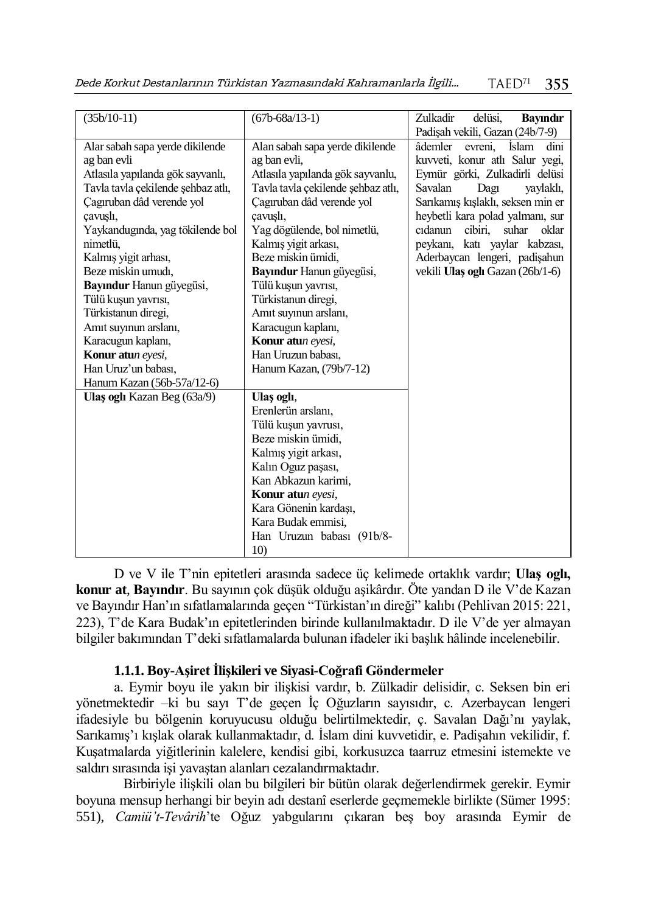| (35b/10-11) | (67b-68a/13-1) | Zulkadir delüsi, **Bayındır** Padişah vekili, Gazan (24b/7-9) |
|---|---|---|
| Alar sabah sapa yerde dikilende ag ban evli<br>Atlasıla yapılanda gök sayvanlı,<br>Tavla tavla çekilende şehbaz atlı,<br>Çagıruban dâd verende yol çavuşlı,<br>Yaykandugında, yag tökilende bol nimetlü,<br>Kalmış yigit arhası,<br>Beze miskin umudı,<br>**Bayındur** Hanun güyegüsi,<br>Tülü kuşun yavrısı,<br>Türkistanun diregi,<br>Amıt suyınun arslanı,<br>Karacugun kaplanı,<br>**Konur atu***n eyesi*,<br>Han Uruz'un babası,<br>Hanum Kazan (56b-57a/12-6) | Alan sabah sapa yerde dikilende ag ban evli,<br>Atlasıla yapılanda gök sayvanlu,<br>Tavla tavla çekilende şehbaz atlı,<br>Çagıruban dâd verende yol çavuşlı,<br>Yag dögülende, bol nimetlü,<br>Kalmış yigit arkası,<br>Beze miskin ümidi,<br>**Bayındur** Hanun güyegüsi,<br>Tülü kuşun yavrısı,<br>Türkistanun diregi,<br>Amıt suyınun arslanı,<br>Karacugun kaplanı,<br>**Konur atu***n eyesi*,<br>Han Uruzun babası,<br>Hanum Kazan, (79b/7-12) | âdemler evreni, İslam dini kuvveti, konur atlı Salur yegi, Eymür görki, Zulkadirli delüsi Savalan Dagı yaylaklı, Sarıkamış kışlaklı, seksen min er heybetli kara polad yalmanı, sur cıdanun cibiri, suhar oklar peykanı, katı yaylar kabzası, Aderbaycan lengeri, padişahun vekili **Ulaş oglı** Gazan (26b/1-6) |
| **Ulaş oglı** Kazan Beg (63a/9) | **Ulaş oglı**,<br>Erenlerün arslanı,<br>Tülü kuşun yavrusı,<br>Beze miskin ümidi,<br>Kalmış yigit arkası,<br>Kalın Oguz paşası,<br>Kan Abkazun karimi,<br>**Konur atu***n eyesi*,<br>Kara Gönenin kardaşı,<br>Kara Budak emmisi,<br>Han Uruzun babası (91b/8-10) | |

D ve V ile T'nin epitetleri arasında sadece üç kelimede ortaklık vardır; **Ulaş oglı, konur at**, **Bayındır**. Bu sayının çok düşük olduğu aşikârdır. Öte yandan D ile V'de Kazan ve Bayındır Han'ın sıfatlamalarında geçen "Türkistan'ın direği" kalıbı (Pehlivan 2015: 221, 223), T'de Kara Budak'ın epitetlerinden birinde kullanılmaktadır. D ile V'de yer almayan bilgiler bakımından T'deki sıfatlamalarda bulunan ifadeler iki başlık hâlinde incelenebilir.

#### 1.1.1. Boy-Aşiret İlişkileri ve Siyasi-Coğrafi Göndermeler

a. Eymir boyu ile yakın bir ilişkisi vardır, b. Zülkadir delisidir, c. Seksen bin eri yönetmektedir –ki bu sayı T'de geçen İç Oğuzların sayısıdır, c. Azerbaycan lengeri ifadesiyle bu bölgenin koruyucusu olduğu belirtilmektedir, ç. Savalan Dağı'nı yaylak, Sarıkamış'ı kışlak olarak kullanmaktadır, d. İslam dini kuvvetidir, e. Padişahın vekilidir, f. Kuşatmalarda yiğitlerinin kalelere, kendisi gibi, korkusuzca taarruz etmesini istemekte ve saldırı sırasında işi yavaştan alanları cezalandırmaktadır.

Birbiriyle ilişkili olan bu bilgileri bir bütün olarak değerlendirmek gerekir. Eymir boyuna mensup herhangi bir beyin adı destanî eserlerde geçmemekle birlikte (Sümer 1995: 551), *Camiü't-Tevârih*'te Oğuz yabgularını çıkaran beş boy arasında Eymir de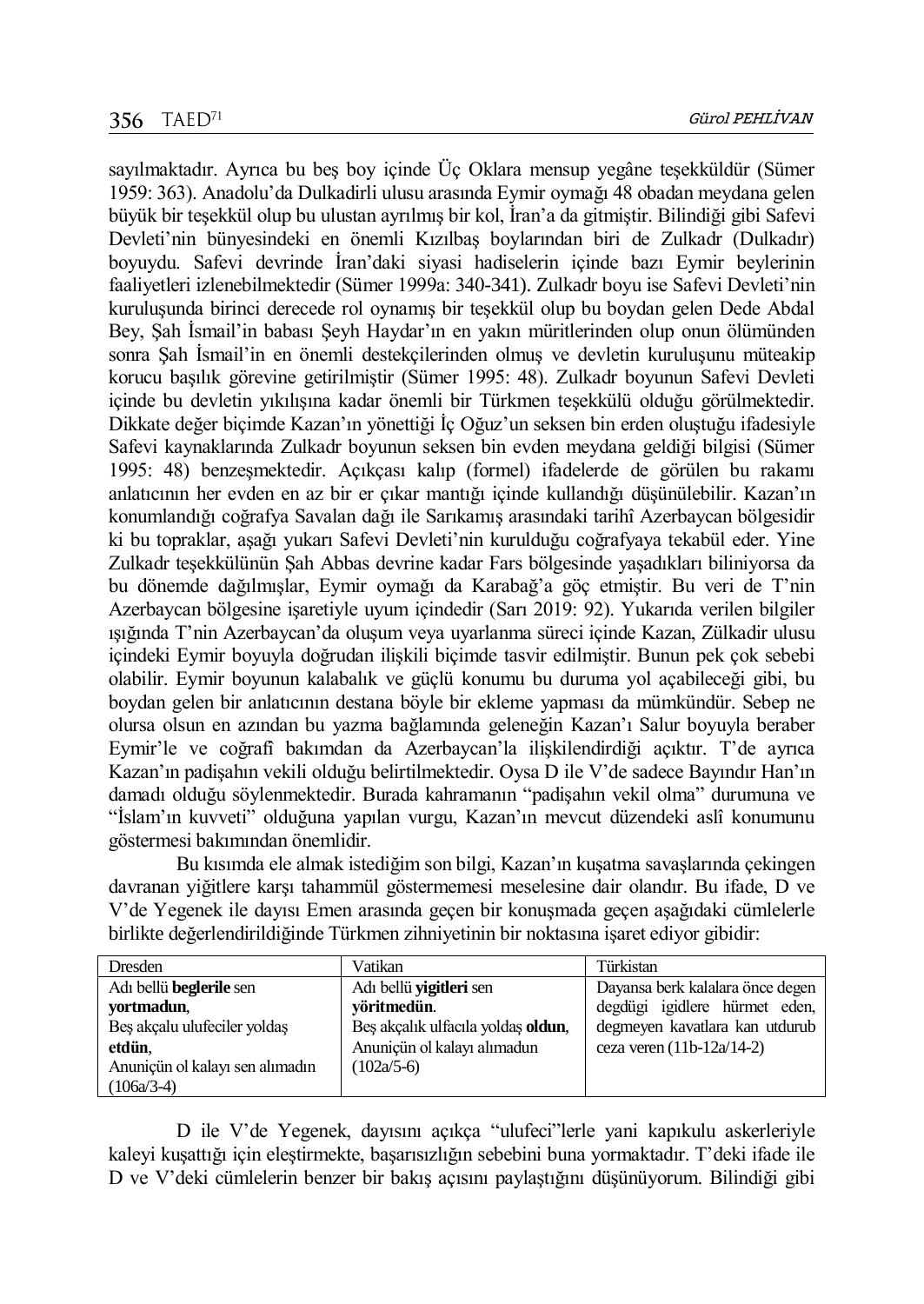sayılmaktadır. Ayrıca bu beş boy içinde Üç Oklara mensup yegâne teşekküldür (Sümer 1959: 363). Anadolu'da Dulkadirli ulusu arasında Eymir oymağı 48 obadan meydana gelen büyük bir teşekkül olup bu ulustan ayrılmış bir kol, İran'a da gitmiştir. Bilindiği gibi Safevi Devleti'nin bünyesindeki en önemli Kızılbaş boylarından biri de Zulkadr (Dulkadır) boyuydu. Safevi devrinde İran'daki siyasi hadiselerin içinde bazı Eymir beylerinin faaliyetleri izlenebilmektedir (Sümer 1999a: 340-341). Zulkadr boyu ise Safevi Devleti'nin kuruluşunda birinci derecede rol oynamış bir teşekkül olup bu boydan gelen Dede Abdal Bey, Şah İsmail'in babası Şeyh Haydar'ın en yakın müritlerinden olup onun ölümünden sonra Şah İsmail'in en önemli destekçilerinden olmuş ve devletin kuruluşunu müteakip korucu başılık görevine getirilmiştir (Sümer 1995: 48). Zulkadr boyunun Safevi Devleti içinde bu devletin yıkılışına kadar önemli bir Türkmen teşekkülü olduğu görülmektedir. Dikkate değer biçimde Kazan'ın yönettiği İç Oğuz'un seksen bin erden oluştuğu ifadesiyle Safevi kaynaklarında Zulkadr boyunun seksen bin evden meydana geldiği bilgisi (Sümer 1995: 48) benzeşmektedir. Açıkçası kalıp (formel) ifadelerde de görülen bu rakamı anlatıcının her evden en az bir er çıkar mantığı içinde kullandığı düşünülebilir. Kazan'ın konumlandığı coğrafya Savalan dağı ile Sarıkamış arasındaki tarihî Azerbaycan bölgesidir ki bu topraklar, aşağı yukarı Safevi Devleti'nin kurulduğu coğrafyaya tekabül eder. Yine Zulkadr teşekkülünün Şah Abbas devrine kadar Fars bölgesinde yaşadıkları biliniyorsa da bu dönemde dağılmışlar, Eymir oymağı da Karabağ'a göç etmiştir. Bu veri de T'nin Azerbaycan bölgesine işaretiyle uyum içindedir (Sarı 2019: 92). Yukarıda verilen bilgiler ışığında T'nin Azerbaycan'da oluşum veya uyarlanma süreci içinde Kazan, Zülkadir ulusu içindeki Eymir boyuyla doğrudan ilişkili biçimde tasvir edilmiştir. Bunun pek çok sebebi olabilir. Eymir boyunun kalabalık ve güçlü konumu bu duruma yol açabileceği gibi, bu boydan gelen bir anlatıcının destana böyle bir ekleme yapması da mümkündür. Sebep ne olursa olsun en azından bu yazma bağlamında geleneğin Kazan'ı Salur boyuyla beraber Eymir'le ve coğrafî bakımdan da Azerbaycan'la ilişkilendirdiği açıktır. T'de ayrıca Kazan'ın padişahın vekili olduğu belirtilmektedir. Oysa D ile V'de sadece Bayındır Han'ın damadı olduğu söylenmektedir. Burada kahramanın "padişahın vekil olma" durumuna ve "İslam'ın kuvveti" olduğuna yapılan vurgu, Kazan'ın mevcut düzendeki aslî konumunu göstermesi bakımından önemlidir.

Bu kısımda ele almak istediğim son bilgi, Kazan'ın kuşatma savaşlarında çekingen davranan yiğitlere karşı tahammül göstermemesi meselesine dair olandır. Bu ifade, D ve V'de Yegenek ile dayısı Emen arasında geçen bir konuşmada geçen aşağıdaki cümlelerle birlikte değerlendirildiğinde Türkmen zihniyetinin bir noktasına işaret ediyor gibidir:

| Dresden | Vatikan | Türkistan |
|---|---|---|
| Adı bellü **beglerile** sen **yortmadun**,<br>Beş akçalu ulufeciler yoldaş **etdün**,<br>Anuniçün ol kalayı sen alımadın (106a/3-4) | Adı bellü **yigitleri** sen **yöritmedün**.<br>Beş akçalık ulfacıla yoldaş **oldun**,<br>Anuniçün ol kalayı alımadun (102a/5-6) | Dayansa berk kalalara önce degen degdügi igidlere hürmet eden, degmeyen kavatlara kan utdurub ceza veren (11b-12a/14-2) |

D ile V'de Yegenek, dayısını açıkça "ulufeci"lerle yani kapıkulu askerleriyle kaleyi kuşattığı için eleştirmekte, başarısızlığın sebebini buna yormaktadır. T'deki ifade ile D ve V'deki cümlelerin benzer bir bakış açısını paylaştığını düşünüyorum. Bilindiği gibi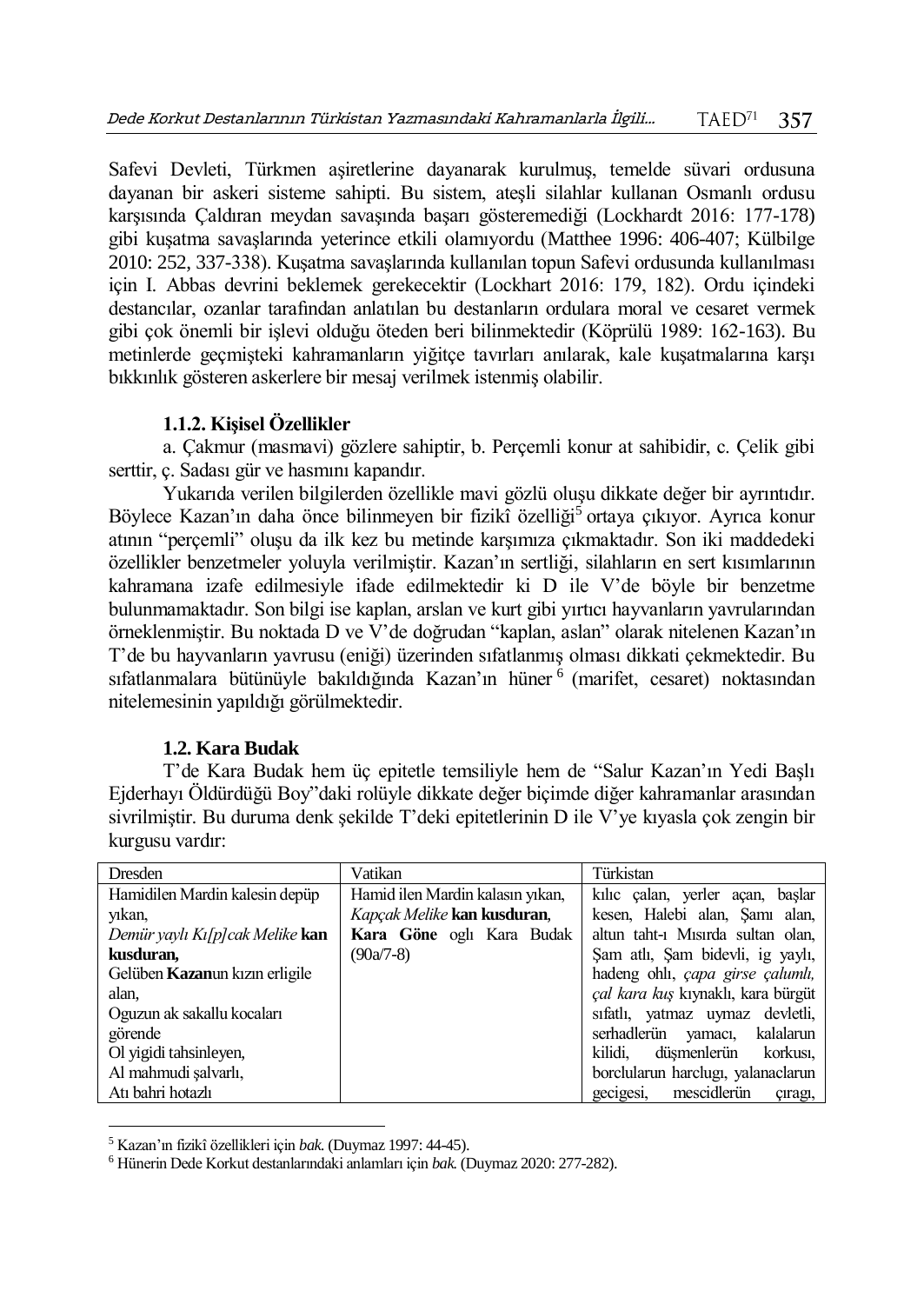Safevi Devleti, Türkmen aşiretlerine dayanarak kurulmuş, temelde süvari ordusuna dayanan bir askeri sisteme sahipti. Bu sistem, ateşli silahlar kullanan Osmanlı ordusu karşısında Çaldıran meydan savaşında başarı gösteremediği (Lockhardt 2016: 177-178) gibi kuşatma savaşlarında yeterince etkili olamıyordu (Matthee 1996: 406-407; Külbilge 2010: 252, 337-338). Kuşatma savaşlarında kullanılan topun Safevi ordusunda kullanılması için I. Abbas devrini beklemek gerekecektir (Lockhart 2016: 179, 182). Ordu içindeki destancılar, ozanlar tarafından anlatılan bu destanların ordulara moral ve cesaret vermek gibi çok önemli bir işlevi olduğu öteden beri bilinmektedir (Köprülü 1989: 162-163). Bu metinlerde geçmişteki kahramanların yiğitçe tavırları anılarak, kale kuşatmalarına karşı bıkkınlık gösteren askerlere bir mesaj verilmek istenmiş olabilir.

#### 1.1.2. Kişisel Özellikler

a. Çakmur (masmavi) gözlere sahiptir, b. Perçemli konur at sahibidir, c. Çelik gibi serttir, ç. Sadası gür ve hasmını kapandır.

Yukarıda verilen bilgilerden özellikle mavi gözlü oluşu dikkate değer bir ayrıntıdır. Böylece Kazan'ın daha önce bilinmeyen bir fizikî özelliği[5] ortaya çıkıyor. Ayrıca konur atının "perçemli" oluşu da ilk kez bu metinde karşımıza çıkmaktadır. Son iki maddedeki özellikler benzetmeler yoluyla verilmiştir. Kazan'ın sertliği, silahların en sert kısımlarının kahramana izafe edilmesiyle ifade edilmektedir ki D ile V'de böyle bir benzetme bulunmamaktadır. Son bilgi ise kaplan, arslan ve kurt gibi yırtıcı hayvanların yavrularından örneklenmiştir. Bu noktada D ve V'de doğrudan "kaplan, aslan" olarak nitelenen Kazan'ın T'de bu hayvanların yavrusu (eniği) üzerinden sıfatlanmış olması dikkati çekmektedir. Bu sıfatlanmalara bütünüyle bakıldığında Kazan'ın hüner[6] (marifet, cesaret) noktasından nitelemesinin yapıldığı görülmektedir.

### 1.2. Kara Budak

T'de Kara Budak hem üç epitetle temsiliyle hem de "Salur Kazan'ın Yedi Başlı Ejderhayı Öldürdüğü Boy"daki rolüyle dikkate değer biçimde diğer kahramanlar arasından sivrilmiştir. Bu duruma denk şekilde T'deki epitetlerinin D ile V'ye kıyasla çok zengin bir kurgusu vardır:

| Dresden | Vatikan | Türkistan |
|---|---|---|
| Hamidilen Mardin kalesin depüp yıkan,<br>*Demür yaylı Kı[p]cak Melike* **kan kusduran,**<br>Gelüben **Kazan**un kızın erligile alan,<br>Oguzun ak sakallu kocaları görende<br>Ol yigidi tahsinleyen,<br>Al mahmudi şalvarlı,<br>Atı bahri hotazlı | Hamid ilen Mardin kalasın yıkan,<br>*Kapçak Melike* **kan kusduran**,<br>**Kara Göne** oglı Kara Budak (90a/7-8) | kılıc çalan, yerler açan, başlar kesen, Halebi alan, Şamı alan, altun taht-ı Mısırda sultan olan, Şam atlı, Şam bidevli, ig yaylı, hadeng ohlı, *çapa girse çalumlı, çal kara kuş* kıynaklı, kara bürgüt sıfatlı, yatmaz uymaz devletli, serhadlerün yamacı, kalalarun kilidi, düşmenlerün korkusı, borclularun harclugı, yalanaclarun gecigesi, mescidlerün çıragı, |

[5] Kazan'ın fizikî özellikleri için *bak.* (Duymaz 1997: 44-45).
[6] Hünerin Dede Korkut destanlarındaki anlamları için *bak.* (Duymaz 2020: 277-282).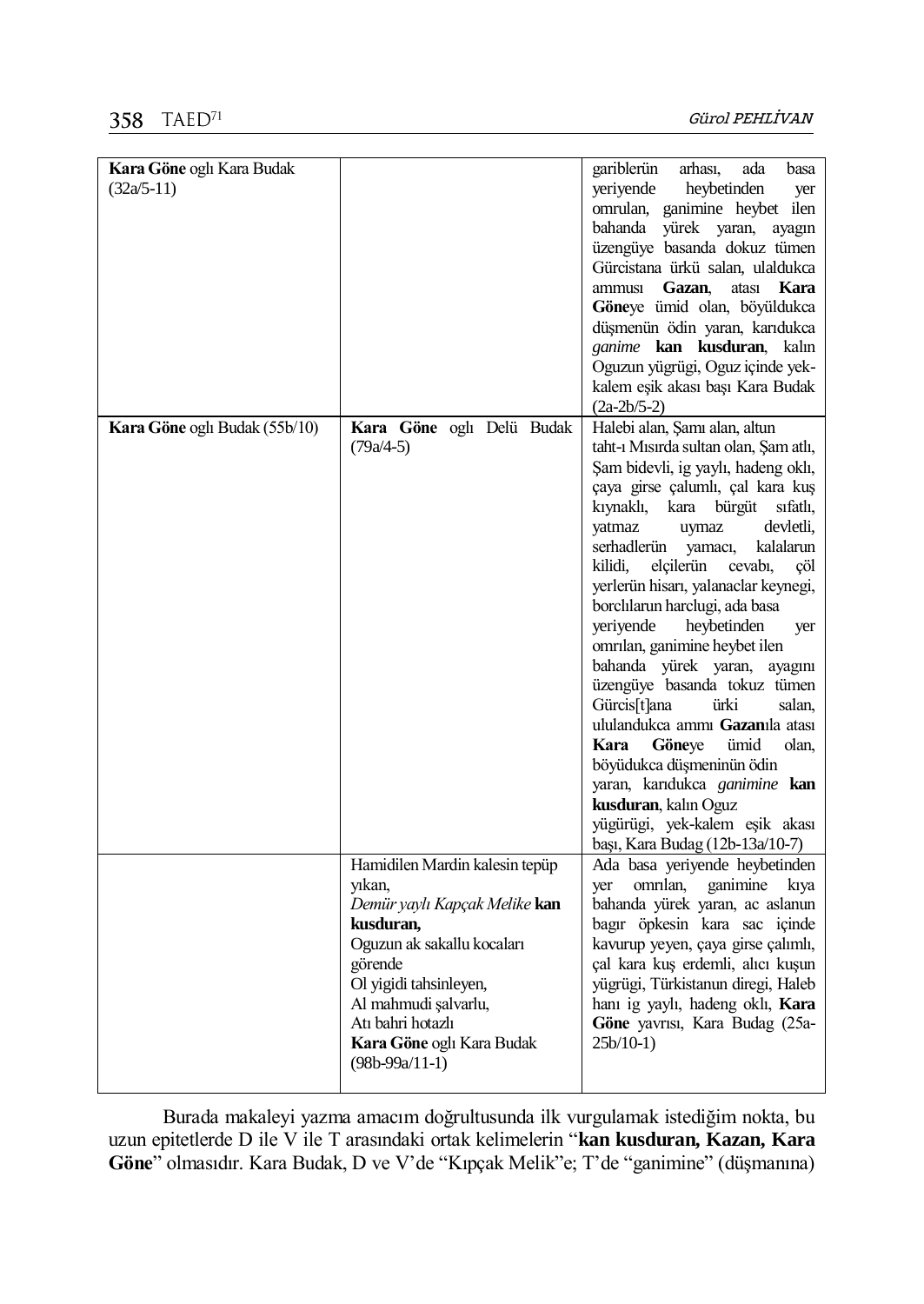| **Kara Göne** oglı Kara Budak (32a/5-11) | | gariblerün arhası, ada basa yeriyende heybetinden yer omrulan, ganimine heybet ilen bahanda yürek yaran, ayagın üzengüye basanda dokuz tümen Gürcistana ürkü salan, ulaldukca ammusı **Gazan**, atası **Kara Göne**ye ümid olan, böyüldukca düşmenün ödin yaran, karıdukca *ganime* **kan kusduran**, kalın Oguzun yügrügi, Oguz içinde yek-kalem eşik akası başı Kara Budak (2a-2b/5-2) |
|---|---|---|
| **Kara Göne** oglı Budak (55b/10) | **Kara Göne** oglı Delü Budak (79a/4-5) | Halebi alan, Şamı alan, altun taht-ı Mısırda sultan olan, Şam atlı, Şam bidevli, ig yaylı, hadeng oklı, çaya girse çalumlı, çal kara kuş kıynaklı, kara bürgüt sıfatlı, yatmaz uymaz devletli, serhadlerün yamacı, kalalarun kilidi, elçilerün cevabı, çöl yerlerün hisarı, yalanaclar keynegi, borclılarun harclugi, ada basa yeriyende heybetinden yer omrılan, ganimine heybet ilen bahanda yürek yaran, ayagını üzengüye basanda tokuz tümen Gürcis[t]ana ürki salan, ululandukca ammı **Gazan**ıla atası **Kara Göne**ye ümid olan, böyüdukca düşmeninün ödin yaran, karıdukca *ganimine* **kan kusduran**, kalın Oguz yügürügi, yek-kalem eşik akası başı, Kara Budag (12b-13a/10-7) |
| | Hamidilen Mardin kalesin tepüp yıkan,<br>*Demür yaylı Kapçak Melike* **kan kusduran,**<br>Oguzun ak sakallu kocaları görende<br>Ol yigidi tahsinleyen,<br>Al mahmudi şalvarlu,<br>Atı bahri hotazlı<br>**Kara Göne** oglı Kara Budak (98b-99a/11-1) | Ada basa yeriyende heybetinden yer omrılan, ganimine kıya bahanda yürek yaran, ac aslanun bagır öpkesin kara sac içinde kavurup yeyen, çaya girse çalımlı, çal kara kuş erdemli, alıcı kuşun yügrügi, Türkistanun diregi, Haleb hanı ig yaylı, hadeng oklı, **Kara Göne** yavrısı, Kara Budag (25a-25b/10-1) |

Burada makaleyi yazma amacım doğrultusunda ilk vurgulamak istediğim nokta, bu uzun epitetlerde D ile V ile T arasındaki ortak kelimelerin "**kan kusduran, Kazan, Kara Göne**" olmasıdır. Kara Budak, D ve V'de "Kıpçak Melik"e; T'de "ganimine" (düşmanına)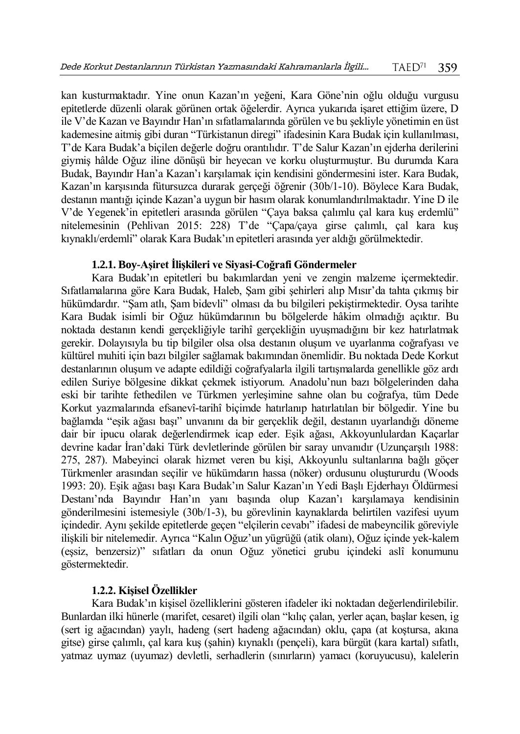kan kusturmaktadır. Yine onun Kazan'ın yeğeni, Kara Göne'nin oğlu olduğu vurgusu epitetlerde düzenli olarak görünen ortak öğelerdir. Ayrıca yukarıda işaret ettiğim üzere, D ile V'de Kazan ve Bayındır Han'ın sıfatlamalarında görülen ve bu şekliyle yönetimin en üst kademesine aitmiş gibi duran "Türkistanun diregi" ifadesinin Kara Budak için kullanılması, T'de Kara Budak'a biçilen değerle doğru orantılıdır. T'de Salur Kazan'ın ejderha derilerini giymiş hâlde Oğuz iline dönüşü bir heyecan ve korku oluşturmuştur. Bu durumda Kara Budak, Bayındır Han'a Kazan'ı karşılamak için kendisini göndermesini ister. Kara Budak, Kazan'ın karşısında fütursuzca durarak gerçeği öğrenir (30b/1-10). Böylece Kara Budak, destanın mantığı içinde Kazan'a uygun bir hasım olarak konumlandırılmaktadır. Yine D ile V'de Yegenek'in epitetleri arasında görülen "Çaya baksa çalımlu çal kara kuş erdemlü" nitelemesinin (Pehlivan 2015: 228) T'de "Çapa/çaya girse çalımlı, çal kara kuş kıynaklı/erdemli" olarak Kara Budak'ın epitetleri arasında yer aldığı görülmektedir.

#### 1.2.1. Boy-Aşiret İlişkileri ve Siyasi-Coğrafi Göndermeler

Kara Budak'ın epitetleri bu bakımlardan yeni ve zengin malzeme içermektedir. Sıfatlamalarına göre Kara Budak, Haleb, Şam gibi şehirleri alıp Mısır'da tahta çıkmış bir hükümdardır. "Şam atlı, Şam bidevli" olması da bu bilgileri pekiştirmektedir. Oysa tarihte Kara Budak isimli bir Oğuz hükümdarının bu bölgelerde hâkim olmadığı açıktır. Bu noktada destanın kendi gerçekliğiyle tarihî gerçekliğin uyuşmadığını bir kez hatırlatmak gerekir. Dolayısıyla bu tip bilgiler olsa olsa destanın oluşum ve uyarlanma coğrafyası ve kültürel muhiti için bazı bilgiler sağlamak bakımından önemlidir. Bu noktada Dede Korkut destanlarının oluşum ve adapte edildiği coğrafyalarla ilgili tartışmalarda genellikle göz ardı edilen Suriye bölgesine dikkat çekmek istiyorum. Anadolu'nun bazı bölgelerinden daha eski bir tarihte fethedilen ve Türkmen yerleşimine sahne olan bu coğrafya, tüm Dede Korkut yazmalarında efsanevî-tarihî biçimde hatırlanıp hatırlatılan bir bölgedir. Yine bu bağlamda "eşik ağası başı" unvanını da bir gerçeklik değil, destanın uyarlandığı döneme dair bir ipucu olarak değerlendirmek icap eder. Eşik ağası, Akkoyunlulardan Kaçarlar devrine kadar İran'daki Türk devletlerinde görülen bir saray unvanıdır (Uzunçarşılı 1988: 275, 287). Mabeyinci olarak hizmet veren bu kişi, Akkoyunlu sultanlarına bağlı göçer Türkmenler arasından seçilir ve hükümdarın hassa (nöker) ordusunu oluştururdu (Woods 1993: 20). Eşik ağası başı Kara Budak'ın Salur Kazan'ın Yedi Başlı Ejderhayı Öldürmesi Destanı'nda Bayındır Han'ın yanı başında olup Kazan'ı karşılamaya kendisinin gönderilmesini istemesiyle (30b/1-3), bu görevlinin kaynaklarda belirtilen vazifesi uyum içindedir. Aynı şekilde epitetlerde geçen "elçilerin cevabı" ifadesi de mabeyncilik göreviyle ilişkili bir nitelemedir. Ayrıca "Kalın Oğuz'un yügrüğü (atik olanı), Oğuz içinde yek-kalem (eşsiz, benzersiz)" sıfatları da onun Oğuz yönetici grubu içindeki aslî konumunu göstermektedir.

#### 1.2.2. Kişisel Özellikler

Kara Budak'ın kişisel özelliklerini gösteren ifadeler iki noktadan değerlendirilebilir. Bunlardan ilki hünerle (marifet, cesaret) ilgili olan "kılıç çalan, yerler açan, başlar kesen, ig (sert ig ağacından) yaylı, hadeng (sert hadeng ağacından) oklu, çapa (at koştursa, akına gitse) girse çalımlı, çal kara kuş (şahin) kıynaklı (pençeli), kara bürgüt (kara kartal) sıfatlı, yatmaz uymaz (uyumaz) devletli, serhadlerin (sınırların) yamacı (koruyucusu), kalelerin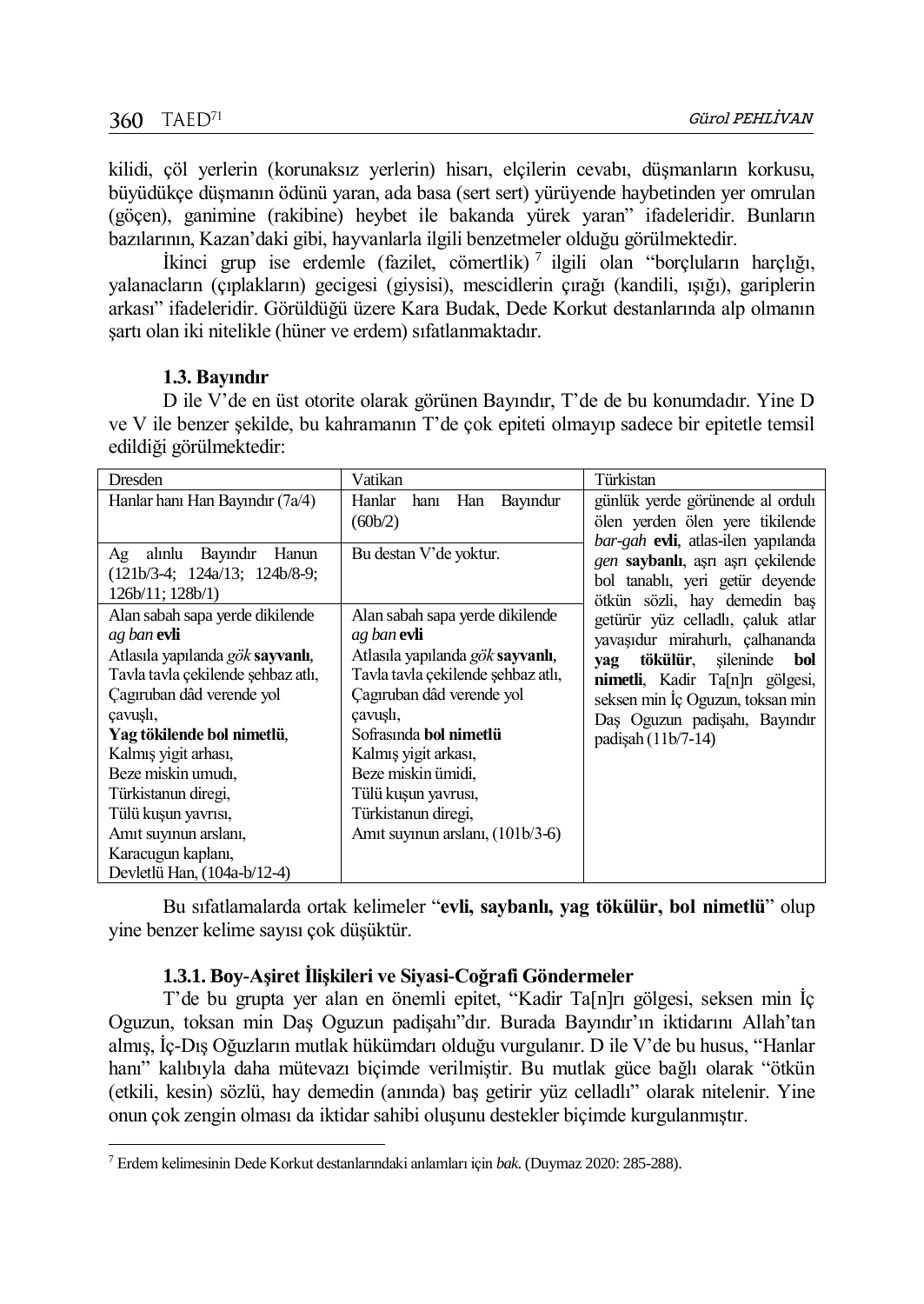kilidi, çöl yerlerin (korunaksız yerlerin) hisarı, elçilerin cevabı, düşmanların korkusu, büyüdükçe düşmanın ödünü yaran, ada basa (sert sert) yürüyende haybetinden yer omrulan (göçen), ganimine (rakibine) heybet ile bakanda yürek yaran" ifadeleridir. Bunların bazılarının, Kazan'daki gibi, hayvanlarla ilgili benzetmeler olduğu görülmektedir.

İkinci grup ise erdemle (fazilet, cömertlik) [7] ilgili olan "borçluların harçlığı, yalanacların (çıplakların) gecigesi (giysisi), mescidlerin çırağı (kandili, ışığı), gariplerin arkası" ifadeleridir. Görüldüğü üzere Kara Budak, Dede Korkut destanlarında alp olmanın şartı olan iki nitelikle (hüner ve erdem) sıfatlanmaktadır.

### 1.3. Bayındır

D ile V'de en üst otorite olarak görünen Bayındır, T'de de bu konumdadır. Yine D ve V ile benzer şekilde, bu kahramanın T'de çok epiteti olmayıp sadece bir epitetle temsil edildiği görülmektedir:

| Dresden | Vatikan | Türkistan |
|---|---|---|
| Hanlar hanı Han Bayındır (7a/4) | Hanlar hanı Han Bayındur (60b/2) | günlük yerde görünende al ordulı ölen yerden ölen yere tikilende *bar-gah* **evli**, atlas-ilen yapılanda *gen* **saybanlı**, aşrı aşrı çekilende bol tanablı, yeri getür deyende ötkün sözli, hay demedin baş getürür yüz celladlı, çaluk atlar yavaşıdur mirahurlı, çalhananda **yag tökülür**, şileninde **bol nimetli**, Kadir Ta[n]rı gölgesi, seksen min İç Oguzun, toksan min Daş Oguzun padişahı, Bayındır padişah (11b/7-14) |
| Ag alınlu Bayındır Hanun (121b/3-4; 124a/13; 124b/8-9; 126b/11; 128b/1) | Bu destan V'de yoktur. | |
| Alan sabah sapa yerde dikilende *ag ban* **evli**<br>Atlasıla yapılanda *gök* **sayvanlı**,<br>Tavla tavla çekilende şehbaz atlı,<br>Çagıruban dâd verende yol çavuşlı,<br>**Yag tökilende bol nimetlü**,<br>Kalmış yigit arhası,<br>Beze miskin umudı,<br>Türkistanun diregi,<br>Tülü kuşun yavrısı,<br>Amıt suyınun arslanı,<br>Karacugun kaplanı,<br>Devletlü Han, (104a-b/12-4) | Alan sabah sapa yerde dikilende *ag ban* **evli**<br>Atlasıla yapılanda *gök* **sayvanlı**,<br>Tavla tavla çekilende şehbaz atlı,<br>Çagıruban dâd verende yol çavuşlı,<br>Sofrasında **bol nimetlü**<br>Kalmış yigit arkası,<br>Beze miskin ümidi,<br>Tülü kuşun yavrusı,<br>Türkistanun diregi,<br>Amıt suyınun arslanı, (101b/3-6) | |

Bu sıfatlamalarda ortak kelimeler "**evli, saybanlı, yag tökülür, bol nimetlü**" olup yine benzer kelime sayısı çok düşüktür.

#### 1.3.1. Boy-Aşiret İlişkileri ve Siyasi-Coğrafi Göndermeler

T'de bu grupta yer alan en önemli epitet, "Kadir Ta[n]rı gölgesi, seksen min İç Oguzun, toksan min Daş Oguzun padişahı"dır. Burada Bayındır'ın iktidarını Allah'tan almış, İç-Dış Oğuzların mutlak hükümdarı olduğu vurgulanır. D ile V'de bu husus, "Hanlar hanı" kalıbıyla daha mütevazı biçimde verilmiştir. Bu mutlak güce bağlı olarak "ötkün (etkili, kesin) sözlü, hay demedin (anında) baş getirir yüz celladlı" olarak nitelenir. Yine onun çok zengin olması da iktidar sahibi oluşunu destekler biçimde kurgulanmıştır.

---

[7] Erdem kelimesinin Dede Korkut destanlarındaki anlamları için *bak*. (Duymaz 2020: 285-288).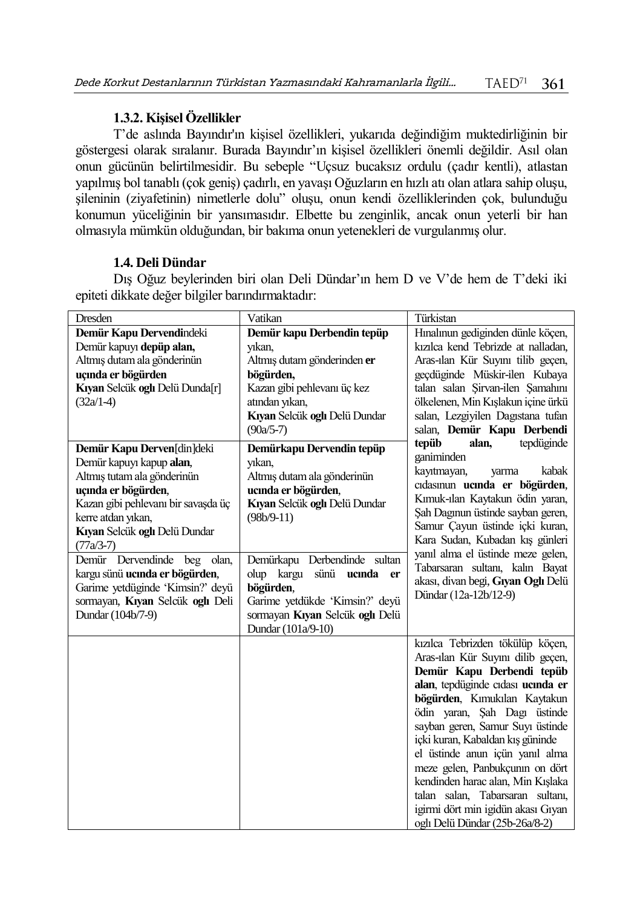### 1.3.2. Kişisel Özellikler

T'de aslında Bayındır'ın kişisel özellikleri, yukarıda değindiğim muktedirliğinin bir göstergesi olarak sıralanır. Burada Bayındır'ın kişisel özellikleri önemli değildir. Asıl olan onun gücünün belirtilmesidir. Bu sebeple "Uçsuz bucaksız ordulu (çadır kentli), atlastan yapılmış bol tanablı (çok geniş) çadırlı, en yavaşı Oğuzların en hızlı atı olan atlara sahip oluşu, şileninin (ziyafetinin) nimetlerle dolu" oluşu, onun kendi özelliklerinden çok, bulunduğu konumun yüceliğinin bir yansımasıdır. Elbette bu zenginlik, ancak onun yeterli bir han olmasıyla mümkün olduğundan, bir bakıma onun yetenekleri de vurgulanmış olur.

### 1.4. Deli Dündar

Dış Oğuz beylerinden biri olan Deli Dündar'ın hem D ve V'de hem de T'deki iki epiteti dikkate değer bilgiler barındırmaktadır:

| Dresden | Vatikan | Türkistan |
|---|---|---|
| **Demür Kapu Dervendi**ndeki<br>Demür kapuyı **depüp alan,**<br>Altmış dutam ala gönderinün<br>**uçında er bögürden**<br>**Kıyan** Selcük **oglı** Delü Dunda[r]<br>(32a/1-4) | **Demür kapu Derbendin tepüp** yıkan,<br>Altmış dutam gönderinden **er bögürden,**<br>Kazan gibi pehlevanı üç kez atından yıkan,<br>**Kıyan** Selcük **oglı** Delü Dundar<br>(90a/5-7) | Hınalınun gediginden dünle köçen, kızılca kend Tebrizde at nalladan, Aras-ılan Kür Suyını tilib geçen, geçdüğinde Müskir-ilen Kubaya talan salan Şirvan-ilen Şamahını ölkelenen, Min Kışlakun içine ürkü salan, Lezgiyilen Dagıstana tufan salan, **Demür Kapu Derbendi tepüb alan,** tepdüğinde ganiminden kayıtmayan, yarma kabak cıdasınun **ucında er bögürden**, Kımuk-ılan Kaytakun ödin yaran, Şah Dagınun üstinde sayban geren, Samur Çayun üstinde içki kuran, Kara Sudan, Kubadan kış günleri yanıl alma el üstinde meze gelen, Tabarsaran sultanı, kalın Bayat akası, divan begi, **Gıyan Oglı** Delü Dündar (12a-12b/12-9) |
| **Demür Kapu Derven**[din]deki<br>Demür kapuyı kapup **alan**,<br>Altmış tutam ala gönderinün<br>**uçında er bögürden**,<br>Kazan gibi pehlevanı bir savaşda üç kerre atdan yıkan,<br>**Kıyan** Selcük **oglı** Delü Dundar<br>(77a/3-7) | **Demürkapu Dervendin tepüp** yıkan,<br>Altmış dutam ala gönderinün<br>**ucında er bögürden**,<br>**Kıyan** Selcük **oglı** Delü Dundar<br>(98b/9-11) | |
| Demür Dervendinde beg olan, kargu sünü **ucında er bögürden**, Garime yetdüginde 'Kimsin?' deyü sormayan, **Kıyan** Selcük **oglı** Deli Dundar (104b/7-9) | Demürkapu Derbendinde sultan olup kargu sünü **ucında er bögürden**,<br>Garime yetdükde 'Kimsin?' deyü sormayan **Kıyan** Selcük **oglı** Delü Dundar (101a/9-10) | |
| | | kızılca Tebrizden tökülüp köçen, Aras-ılan Kür Suyını dilib geçen, **Demür Kapu Derbendi tepüb alan**, tepdüginde cıdası **ucında er bögürden**, Kımukılan Kaytakun ödin yaran, Şah Dagı üstinde sayban geren, Samur Suyı üstinde içki kuran, Kabaldan kış gününde el üstinde anun içün yanıl alma meze gelen, Panbukçunın on dört kendinden harac alan, Min Kışlaka talan salan, Tabarsaran sultanı, igirmi dört min igidün akası Gıyan oglı Delü Dündar (25b-26a/8-2) |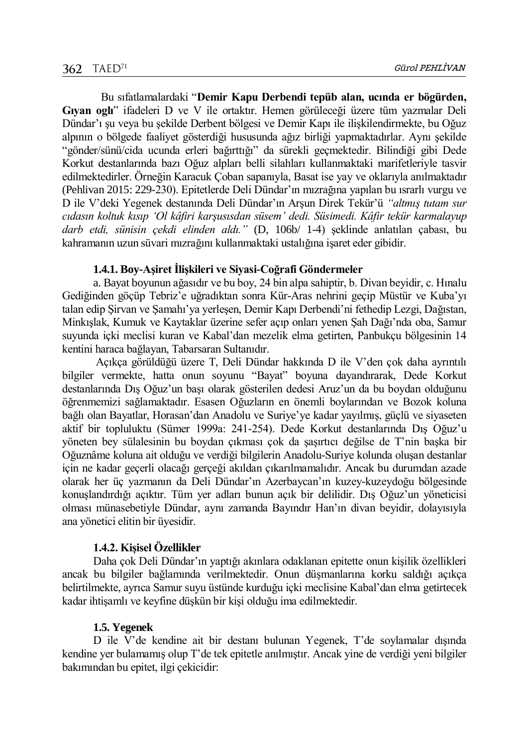Bu sıfatlamalardaki “**Demir Kapu Derbendi tepüb alan, ucında er bögürden, Gıyan oglı**” ifadeleri D ve V ile ortaktır. Hemen görüleceği üzere tüm yazmalar Deli Dündar’ı şu veya bu şekilde Derbent bölgesi ve Demir Kapı ile ilişkilendirmekte, bu Oğuz alpının o bölgede faaliyet gösterdiği hususunda ağız birliği yapmaktadırlar. Aynı şekilde “gönder/sünü/cida ucunda erleri bağırttığı” da sürekli geçmektedir. Bilindiği gibi Dede Korkut destanlarında bazı Oğuz alpları belli silahları kullanmaktaki marifetleriyle tasvir edilmektedirler. Örneğin Karacuk Çoban sapanıyla, Basat ise yay ve oklarıyla anılmaktadır (Pehlivan 2015: 229-230). Epitetlerde Deli Dündar’ın mızrağına yapılan bu ısrarlı vurgu ve D ile V’deki Yegenek destanında Deli Dündar’ın Arşun Direk Tekür’ü *“altmış tutam sur cıdasın koltuk kısıp ‘Ol kâfiri karşusısdan süsem’ dedi. Süsimedi. Kâfir tekür karmalayup darb etdi, sünisin çekdi elinden aldı.”* (D, 106b/ 1-4) şeklinde anlatılan çabası, bu kahramanın uzun süvari mızrağını kullanmaktaki ustalığına işaret eder gibidir.

#### 1.4.1. Boy-Aşiret İlişkileri ve Siyasi-Coğrafi Göndermeler

a. Bayat boyunun ağasıdır ve bu boy, 24 bin alpa sahiptir, b. Divan beyidir, c. Hınalu Gediğinden göçüp Tebriz’e uğradıktan sonra Kür-Aras nehrini geçip Müstür ve Kuba’yı talan edip Şirvan ve Şamahı’ya yerleşen, Demir Kapı Derbendi’ni fethedip Lezgi, Dağıstan, Minkışlak, Kumuk ve Kaytaklar üzerine sefer açıp onları yenen Şah Dağı’nda oba, Samur suyunda içki meclisi kuran ve Kabal’dan mezelik elma getirten, Panbukçu bölgesinin 14 kentini haraca bağlayan, Tabarsaran Sultanıdır.

Açıkça görüldüğü üzere T, Deli Dündar hakkında D ile V’den çok daha ayrıntılı bilgiler vermekte, hatta onun soyunu “Bayat” boyuna dayandırarak, Dede Korkut destanlarında Dış Oğuz’un başı olarak gösterilen dedesi Aruz’un da bu boydan olduğunu öğrenmemizi sağlamaktadır. Esasen Oğuzların en önemli boylarından ve Bozok koluna bağlı olan Bayatlar, Horasan’dan Anadolu ve Suriye’ye kadar yayılmış, güçlü ve siyaseten aktif bir topluluktu (Sümer 1999a: 241-254). Dede Korkut destanlarında Dış Oğuz’u yöneten bey sülalesinin bu boydan çıkması çok da şaşırtıcı değilse de T’nin başka bir Oğuznâme koluna ait olduğu ve verdiği bilgilerin Anadolu-Suriye kolunda oluşan destanlar için ne kadar geçerli olacağı gerçeği akıldan çıkarılmamalıdır. Ancak bu durumdan azade olarak her üç yazmanın da Deli Dündar’ın Azerbaycan’ın kuzey-kuzeydoğu bölgesinde konuşlandırdığı açıktır. Tüm yer adları bunun açık bir delilidir. Dış Oğuz’un yöneticisi olması münasebetiyle Dündar, aynı zamanda Bayındır Han’ın divan beyidir, dolayısıyla ana yönetici elitin bir üyesidir.

#### 1.4.2. Kişisel Özellikler

Daha çok Deli Dündar’ın yaptığı akınlara odaklanan epitette onun kişilik özellikleri ancak bu bilgiler bağlamında verilmektedir. Onun düşmanlarına korku saldığı açıkça belirtilmekte, ayrıca Samur suyu üstünde kurduğu içki meclisine Kabal’dan elma getirtecek kadar ihtişamlı ve keyfine düşkün bir kişi olduğu ima edilmektedir.

### 1.5. Yegenek

D ile V’de kendine ait bir destanı bulunan Yegenek, T’de soylamalar dışında kendine yer bulamamış olup T’de tek epitetle anılmıştır. Ancak yine de verdiği yeni bilgiler bakımından bu epitet, ilgi çekicidir: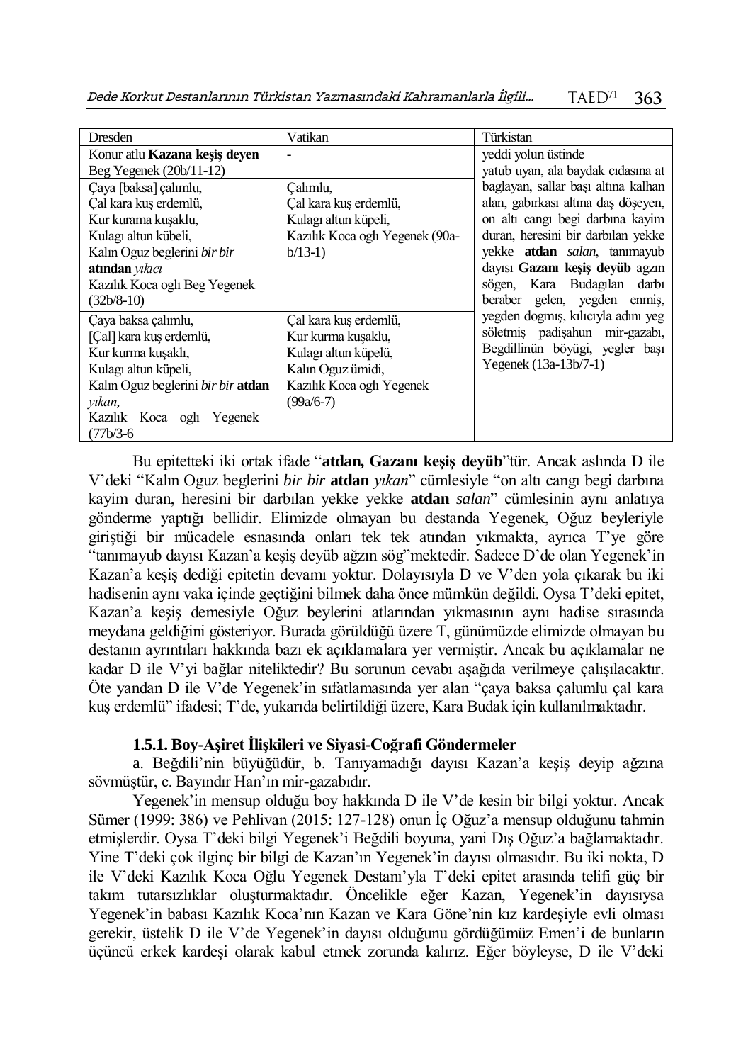| Dresden | Vatikan | Türkistan |
| --- | --- | --- |
| Konur atlu **Kazana keşiş deyen** Beg Yegenek (20b/11-12) | - | yeddi yolun üstinde yatub uyan, ala baydak cıdasına at baglayan, sallar başı altına kalhan alan, gabırkası altına daş döşeyen, on altı cangı begi darbına kayim duran, heresini bir darbılan yekke yekke **atdan** *salan*, tanımayub dayısı **Gazanı keşiş deyüb** agzın sögen, Kara Budagılan darbı beraber gelen, yegden dogmış, kılıcıyla adını yeg söletmiş padişahun mir-gazabı, Begdillinün böyügi, yegler başı Yegenek (13a-13b/7-1) |
| Çaya [baksa] çalımlu, Çal kara kuş erdemlü, Kur kurama kuşaklu, Kulagı altun kübeli, Kalın Oguz beglerini *bir bir* **atından** *yıkıcı* Kazılık Koca oglı Beg Yegenek (32b/8-10) | Çalımlu, Çal kara kuş erdemlü, Kulagı altun küpeli, Kazılık Koca oglı Yegenek (90a-b/13-1) | |
| Çaya baksa çalımlu, [Çal] kara kuş erdemlü, Kur kurma kuşaklı, Kulagı altun küpeli, Kalın Oguz beglerini *bir bir* **atdan** *yıkan*, Kazılık Koca oglı Yegenek (77b/3-6 | Çal kara kuş erdemlü, Kur kurma kuşaklu, Kulagı altun küpelü, Kalın Oguz ümidi, Kazılık Koca oglı Yegenek (99a/6-7) | |

Bu epitetteki iki ortak ifade "**atdan, Gazanı keşiş deyüb**"tür. Ancak aslında D ile V'deki "Kalın Oguz beglerini *bir bir* **atdan** *yıkan*" cümlesiyle "on altı cangı begi darbına kayim duran, heresini bir darbılan yekke yekke **atdan** *salan*" cümlesinin aynı anlatıya gönderme yaptığı bellidir. Elimizde olmayan bu destanda Yegenek, Oğuz beyleriyle giriştiği bir mücadele esnasında onları tek tek atından yıkmakta, ayrıca T'ye göre "tanımayub dayısı Kazan'a keşiş deyüb ağzın söğ"mektedir. Sadece D'de olan Yegenek'in Kazan'a keşiş dediği epitetin devamı yoktur. Dolayısıyla D ve V'den yola çıkarak bu iki hadisenin aynı vaka içinde geçtiğini bilmek daha önce mümkün değildi. Oysa T'deki epitet, Kazan'a keşiş demesiyle Oğuz beylerini atlarından yıkmasının aynı hadise sırasında meydana geldiğini gösteriyor. Burada görüldüğü üzere T, günümüzde elimizde olmayan bu destanın ayrıntıları hakkında bazı ek açıklamalara yer vermiştir. Ancak bu açıklamalar ne kadar D ile V'yi bağlar niteliktedir? Bu sorunun cevabı aşağıda verilmeye çalışılacaktır. Öte yandan D ile V'de Yegenek'in sıfatlamasında yer alan "çaya baksa çalumlu çal kara kuş erdemlü" ifadesi; T'de, yukarıda belirtildiği üzere, Kara Budak için kullanılmaktadır.

#### 1.5.1. Boy-Aşiret İlişkileri ve Siyasi-Coğrafi Göndermeler

a. Beğdili'nin büyüğüdür, b. Tanıyamadığı dayısı Kazan'a keşiş deyip ağzına sövmüştür, c. Bayındır Han'ın mir-gazabıdır.

Yegenek'in mensup olduğu boy hakkında D ile V'de kesin bir bilgi yoktur. Ancak Sümer (1999: 386) ve Pehlivan (2015: 127-128) onun İç Oğuz'a mensup olduğunu tahmin etmişlerdir. Oysa T'deki bilgi Yegenek'i Beğdili boyuna, yani Dış Oğuz'a bağlamaktadır. Yine T'deki çok ilginç bir bilgi de Kazan'ın Yegenek'in dayısı olmasıdır. Bu iki nokta, D ile V'deki Kazılık Koca Oğlu Yegenek Destanı'yla T'deki epitet arasında telifi güç bir takım tutarsızlıklar oluşturmaktadır. Öncelikle eğer Kazan, Yegenek'in dayısıysa Yegenek'in babası Kazılık Koca'nın Kazan ve Kara Göne'nin kız kardeşiyle evli olması gerekir, üstelik D ile V'de Yegenek'in dayısı olduğunu gördüğümüz Emen'i de bunların üçüncü erkek kardeşi olarak kabul etmek zorunda kalırız. Eğer böyleyse, D ile V'deki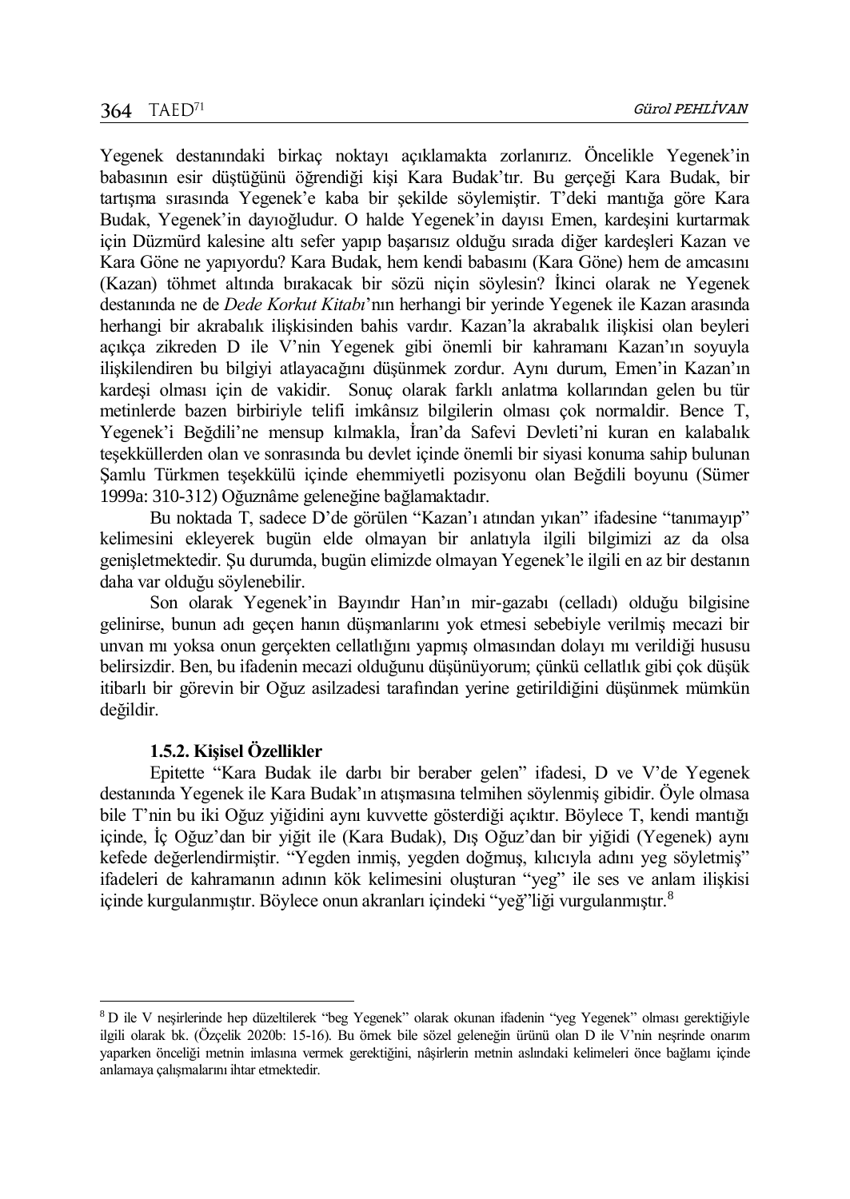Yegenek destanındaki birkaç noktayı açıklamakta zorlanırız. Öncelikle Yegenek'in babasının esir düştüğünü öğrendiği kişi Kara Budak'tır. Bu gerçeği Kara Budak, bir tartışma sırasında Yegenek'e kaba bir şekilde söylemiştir. T'deki mantığa göre Kara Budak, Yegenek'in dayıoğludur. O halde Yegenek'in dayısı Emen, kardeşini kurtarmak için Düzmürd kalesine altı sefer yapıp başarısız olduğu sırada diğer kardeşleri Kazan ve Kara Göne ne yapıyordu? Kara Budak, hem kendi babasını (Kara Göne) hem de amcasını (Kazan) töhmet altında bırakacak bir sözü niçin söylesin? İkinci olarak ne Yegenek destanında ne de *Dede Korkut Kitabı*'nın herhangi bir yerinde Yegenek ile Kazan arasında herhangi bir akrabalık ilişkisinden bahis vardır. Kazan'la akrabalık ilişkisi olan beyleri açıkça zikreden D ile V'nin Yegenek gibi önemli bir kahramanı Kazan'ın soyuyla ilişkilendiren bu bilgiyi atlayacağını düşünmek zordur. Aynı durum, Emen'in Kazan'ın kardeşi olması için de vakidir. Sonuç olarak farklı anlatma kollarından gelen bu tür metinlerde bazen birbiriyle telifi imkânsız bilgilerin olması çok normaldir. Bence T, Yegenek'i Beğdili'ne mensup kılmakla, İran'da Safevi Devleti'ni kuran en kalabalık teşekküllerden olan ve sonrasında bu devlet içinde önemli bir siyasi konuma sahip bulunan Şamlu Türkmen teşekkülü içinde ehemmiyetli pozisyonu olan Beğdili boyunu (Sümer 1999a: 310-312) Oğuznâme geleneğine bağlamaktadır.

Bu noktada T, sadece D'de görülen "Kazan'ı atından yıkan" ifadesine "tanımayıp" kelimesini ekleyerek bugün elde olmayan bir anlatıyla ilgili bilgimizi az da olsa genişletmektedir. Şu durumda, bugün elimizde olmayan Yegenek'le ilgili en az bir destanın daha var olduğu söylenebilir.

Son olarak Yegenek'in Bayındır Han'ın mir-gazabı (celladı) olduğu bilgisine gelinirse, bunun adı geçen hanın düşmanlarını yok etmesi sebebiyle verilmiş mecazi bir unvan mı yoksa onun gerçekten cellatlığını yapmış olmasından dolayı mı verildiği hususu belirsizdir. Ben, bu ifadenin mecazi olduğunu düşünüyorum; çünkü cellatlık gibi çok düşük itibarlı bir görevin bir Oğuz asilzadesi tarafından yerine getirildiğini düşünmek mümkün değildir.

#### 1.5.2. Kişisel Özellikler

Epitette "Kara Budak ile darbı bir beraber gelen" ifadesi, D ve V'de Yegenek destanında Yegenek ile Kara Budak'ın atışmasına telmihen söylenmiş gibidir. Öyle olmasa bile T'nin bu iki Oğuz yiğidini aynı kuvvette gösterdiği açıktır. Böylece T, kendi mantığı içinde, İç Oğuz'dan bir yiğit ile (Kara Budak), Dış Oğuz'dan bir yiğidi (Yegenek) aynı kefede değerlendirmiştir. "Yegden inmiş, yegden doğmuş, kılıcıyla adını yeg söyletmiş" ifadeleri de kahramanın adının kök kelimesini oluşturan "yeg" ile ses ve anlam ilişkisi içinde kurgulanmıştır. Böylece onun akranları içindeki "yeğ"liği vurgulanmıştır.[8]

---

[8] D ile V neşirlerinde hep düzeltilerek "beg Yegenek" olarak okunan ifadenin "yeg Yegenek" olması gerektiğiyle ilgili olarak bk. (Özçelik 2020b: 15-16). Bu örnek bile sözel geleneğin ürünü olan D ile V'nin neşrinde onarım yaparken önceliği metnin imlasına vermek gerektiğini, nâşirlerin metnin aslındaki kelimeleri önce bağlamı içinde anlamaya çalışmalarını ihtar etmektedir.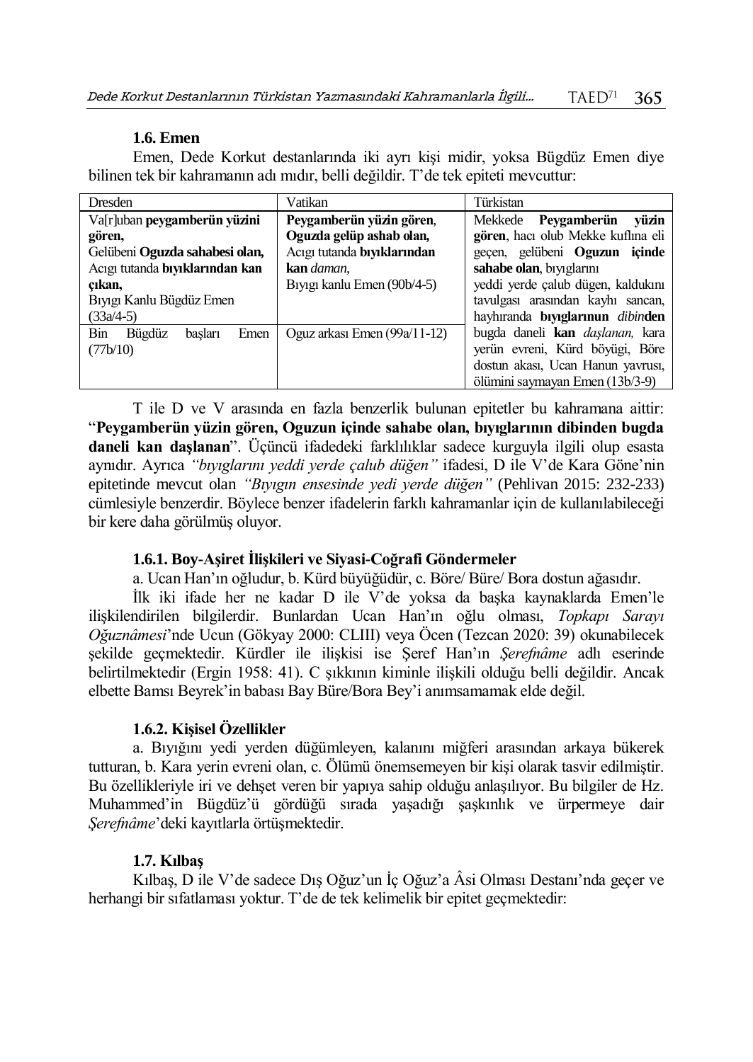### 1.6. Emen

Emen, Dede Korkut destanlarında iki ayrı kişi midir, yoksa Bügdüz Emen diye bilinen tek bir kahramanın adı mıdır, belli değildir. T'de tek epiteti mevcuttur:

| Dresden | Vatikan | Türkistan |
|---|---|---|
| Va[r]uban **peygamberün yüzini gören,** Gelübeni **Oguzda sahabesi olan,** Acıgı tutanda **bıyıklarından kan çıkan,** Bıyıgı Kanlu Bügdüz Emen (33a/4-5) | **Peygamberün yüzin gören, Oguzda gelüp ashab olan,** Acıgı tutanda **bıyıklarından kan** *daman,* Bıyıgı kanlu Emen (90b/4-5) | Mekkede **Peygamberün yüzin gören**, hacı olub Mekke kuflına eli geçen, gelübeni **Oguzun içinde sahabe olan**, bıyıglarını yeddi yerde çalub dügen, kaldukını tavulgası arasından kayhı sancan, hayhıranda **bıyıglarınun** *dibin***den** bugda daneli **kan** *daşlanan,* kara yerün evreni, Kürd böyügi, Böre dostun akası, Ucan Hanun yavrusı, ölümini saymayan Emen (13b/3-9) |
| Bin Bügdüz başları Emen (77b/10) | Oguz arkası Emen (99a/11-12) | |

T ile D ve V arasında en fazla benzerlik bulunan epitetler bu kahramana aittir: "**Peygamberün yüzin gören, Oguzun içinde sahabe olan, bıyıglarının dibinden bugda daneli kan daşlanan**". Üçüncü ifadedeki farklılıklar sadece kurguyla ilgili olup esasta aynıdır. Ayrıca *"bıyıglarını yeddi yerde çalub düğen"* ifadesi, D ile V'de Kara Göne'nin epitetinde mevcut olan *"Bıyıgın ensesinde yedi yerde düğen"* (Pehlivan 2015: 232-233) cümlesiyle benzerdir. Böylece benzer ifadelerin farklı kahramanlar için de kullanılabileceği bir kere daha görülmüş oluyor.

#### 1.6.1. Boy-Aşiret İlişkileri ve Siyasi-Coğrafi Göndermeler

a. Ucan Han'ın oğludur, b. Kürd büyüğüdür, c. Böre/ Büre/ Bora dostun ağasıdır.

İlk iki ifade her ne kadar D ile V'de yoksa da başka kaynaklarda Emen'le ilişkilendirilen bilgilerdir. Bunlardan Ucan Han'ın oğlu olması, *Topkapı Sarayı Oğuznâmesi*'nde Ucun (Gökyay 2000: CLIII) veya Öcen (Tezcan 2020: 39) okunabilecek şekilde geçmektedir. Kürdler ile ilişkisi ise Şeref Han'ın *Şerefnâme* adlı eserinde belirtilmektedir (Ergin 1958: 41). C şıkkının kiminle ilişkili olduğu belli değildir. Ancak elbette Bamsı Beyrek'in babası Bay Büre/Bora Bey'i anımsamamak elde değil.

#### 1.6.2. Kişisel Özellikler

a. Bıyığını yedi yerden düğümleyen, kalanını miğferi arasından arkaya bükerek tutturan, b. Kara yerin evreni olan, c. Ölümü önemsemeyen bir kişi olarak tasvir edilmiştir. Bu özellikleriyle iri ve dehşet veren bir yapıya sahip olduğu anlaşılıyor. Bu bilgiler de Hz. Muhammed'in Bügdüz'ü gördüğü sırada yaşadığı şaşkınlık ve ürpermeye dair *Şerefnâme*'deki kayıtlarla örtüşmektedir.

### 1.7. Kılbaş

Kılbaş, D ile V'de sadece Dış Oğuz'un İç Oğuz'a Âsi Olması Destanı'nda geçer ve herhangi bir sıfatlaması yoktur. T'de de tek kelimelik bir epitet geçmektedir: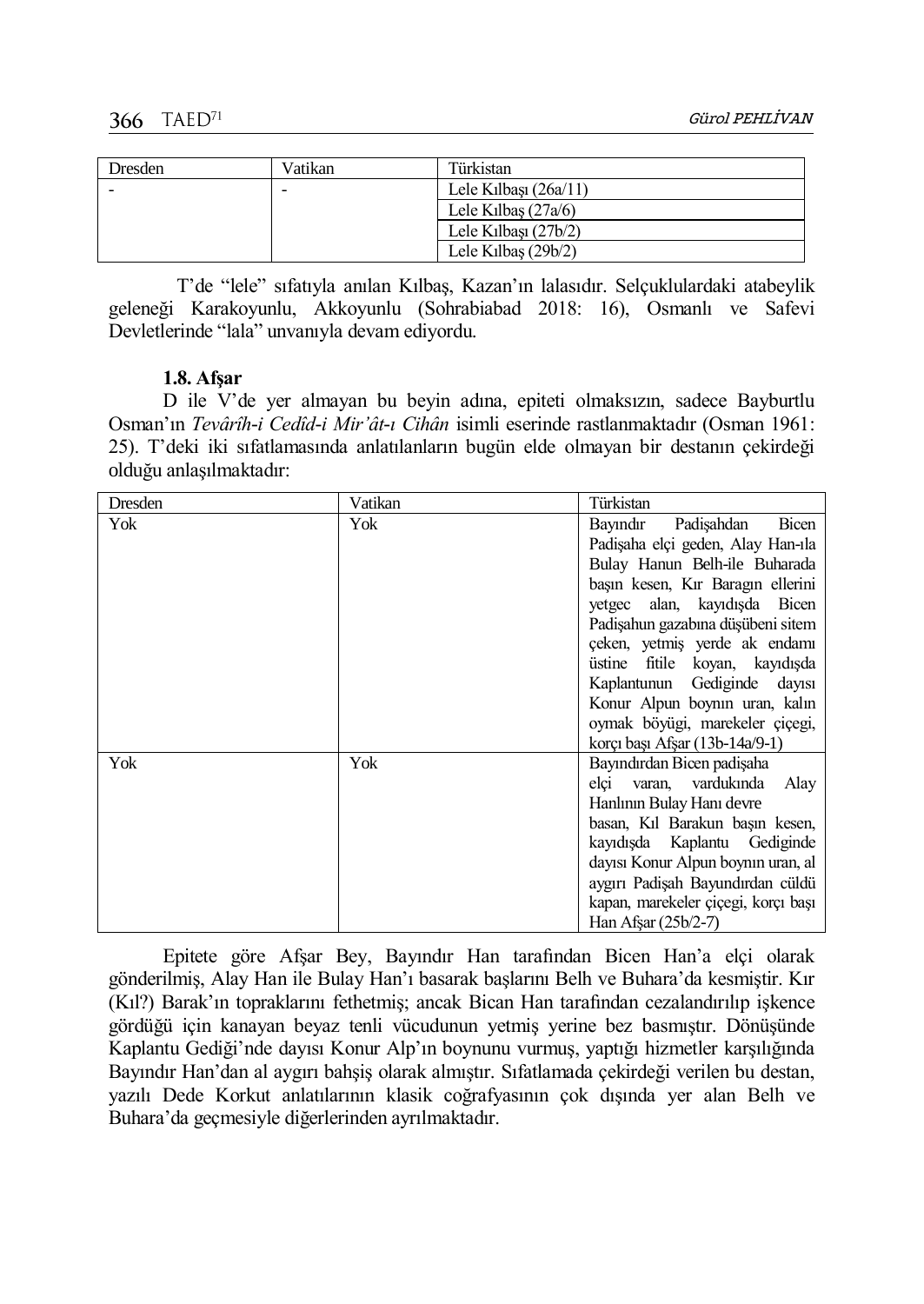| Dresden | Vatikan | Türkistan |
| --- | --- | --- |
| - | - | Lele Kılbaşı (26a/11) |
| | | Lele Kılbaş (27a/6) |
| | | Lele Kılbaşı (27b/2) |
| | | Lele Kılbaş (29b/2) |

T'de "lele" sıfatıyla anılan Kılbaş, Kazan'ın lalasıdır. Selçuklulardaki atabeylik geleneği Karakoyunlu, Akkoyunlu (Sohrabiabad 2018: 16), Osmanlı ve Safevi Devletlerinde "lala" unvanıyla devam ediyordu.

### 1.8. Afşar

D ile V'de yer almayan bu beyin adına, epiteti olmaksızın, sadece Bayburtlu Osman'ın *Tevârîh-i Cedîd-i Mir'ât-ı Cihân* isimli eserinde rastlanmaktadır (Osman 1961: 25). T'deki iki sıfatlamasında anlatılanların bugün elde olmayan bir destanın çekirdeği olduğu anlaşılmaktadır:

| Dresden | Vatikan | Türkistan |
| --- | --- | --- |
| Yok | Yok | Bayındır Padişahdan Bicen Padişaha elçi geden, Alay Han-ıla Bulay Hanun Belh-ile Buharada başın kesen, Kır Baragın ellerini yetgec alan, kayıdışda Bicen Padişahun gazabına düşübeni sitem çeken, yetmiş yerde ak endamı üstine fitile koyan, kayıdışda Kaplantunun Gediginde dayısı Konur Alpun boynın uran, kalın oymak böyügi, marekeler çiçegi, korçı başı Afşar (13b-14a/9-1) |
| Yok | Yok | Bayındırdan Bicen padişaha elçi varan, vardukında Alay Hanlının Bulay Hanı devre basan, Kıl Barakun başın kesen, kayıdışda Kaplantu Gediginde dayısı Konur Alpun boynın uran, al aygırı Padişah Bayundırdan cüldü kapan, marekeler çiçegi, korçı başı Han Afşar (25b/2-7) |

Epitete göre Afşar Bey, Bayındır Han tarafından Bicen Han'a elçi olarak gönderilmiş, Alay Han ile Bulay Han'ı basarak başlarını Belh ve Buhara'da kesmiştir. Kır (Kıl?) Barak'ın topraklarını fethetmiş; ancak Bican Han tarafından cezalandırılıp işkence gördüğü için kanayan beyaz tenli vücudunun yetmiş yerine bez basmıştır. Dönüşünde Kaplantu Gediği'nde dayısı Konur Alp'ın boynunu vurmuş, yaptığı hizmetler karşılığında Bayındır Han'dan al aygırı bahşiş olarak almıştır. Sıfatlamada çekirdeği verilen bu destan, yazılı Dede Korkut anlatılarının klasik coğrafyasının çok dışında yer alan Belh ve Buhara'da geçmesiyle diğerlerinden ayrılmaktadır.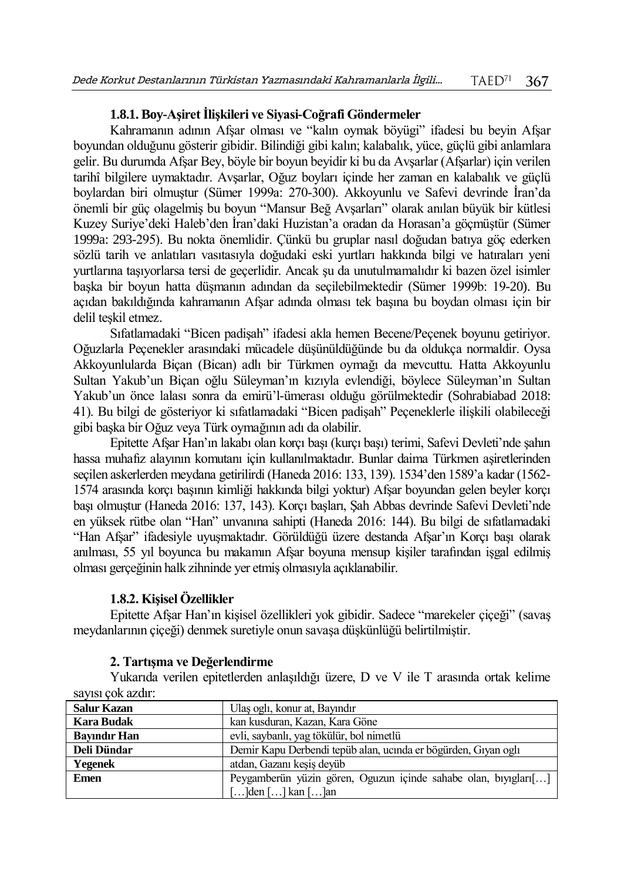### 1.8.1. Boy-Aşiret İlişkileri ve Siyasi-Coğrafi Göndermeler

Kahramanın adının Afşar olması ve "kalın oymak böyügi" ifadesi bu beyin Afşar boyundan olduğunu gösterir gibidir. Bilindiği gibi kalın; kalabalık, yüce, güçlü gibi anlamlara gelir. Bu durumda Afşar Bey, böyle bir boyun beyidir ki bu da Avşarlar (Afşarlar) için verilen tarihî bilgilere uymaktadır. Avşarlar, Oğuz boyları içinde her zaman en kalabalık ve güçlü boylardan biri olmuştur (Sümer 1999a: 270-300). Akkoyunlu ve Safevi devrinde İran'da önemli bir güç olagelmiş bu boyun "Mansur Beğ Avşarları" olarak anılan büyük bir kütlesi Kuzey Suriye'deki Haleb'den İran'daki Huzistan'a oradan da Horasan'a göçmüştür (Sümer 1999a: 293-295). Bu nokta önemlidir. Çünkü bu gruplar nasıl doğudan batıya göç ederken sözlü tarih ve anlatıları vasıtasıyla doğudaki eski yurtları hakkında bilgi ve hatıraları yeni yurtlarına taşıyorlarsa tersi de geçerlidir. Ancak şu da unutulmamalıdır ki bazen özel isimler başka bir boyun hatta düşmanın adından da seçilebilmektedir (Sümer 1999b: 19-20). Bu açıdan bakıldığında kahramanın Afşar adında olması tek başına bu boydan olması için bir delil teşkil etmez.

Sıfatlamadaki "Bicen padişah" ifadesi akla hemen Becene/Peçenek boyunu getiriyor. Oğuzlarla Peçenekler arasındaki mücadele düşünüldüğünde bu da oldukça normaldir. Oysa Akkoyunlularda Biçan (Bican) adlı bir Türkmen oymağı da mevcuttu. Hatta Akkoyunlu Sultan Yakub'un Biçan oğlu Süleyman'ın kızıyla evlendiği, böylece Süleyman'ın Sultan Yakub'un önce lalası sonra da emirü'l-ümerası olduğu görülmektedir (Sohrabiabad 2018: 41). Bu bilgi de gösteriyor ki sıfatlamadaki "Bicen padişah" Peçeneklerle ilişkili olabileceği gibi başka bir Oğuz veya Türk oymağının adı da olabilir.

Epitette Afşar Han'ın lakabı olan korçı başı (kurçı başı) terimi, Safevi Devleti'nde şahın hassa muhafız alayının komutanı için kullanılmaktadır. Bunlar daima Türkmen aşiretlerinden seçilen askerlerden meydana getirilirdi (Haneda 2016: 133, 139). 1534'den 1589'a kadar (1562-1574 arasında korçı başının kimliği hakkında bilgi yoktur) Afşar boyundan gelen beyler korçı başı olmuştur (Haneda 2016: 137, 143). Korçı başları, Şah Abbas devrinde Safevi Devleti'nde en yüksek rütbe olan "Han" unvanına sahipti (Haneda 2016: 144). Bu bilgi de sıfatlamadaki "Han Afşar" ifadesiyle uyuşmaktadır. Görüldüğü üzere destanda Afşar'ın Korçı başı olarak anılması, 55 yıl boyunca bu makamın Afşar boyuna mensup kişiler tarafından işgal edilmiş olması gerçeğinin halk zihninde yer etmiş olmasıyla açıklanabilir.

### 1.8.2. Kişisel Özellikler

Epitette Afşar Han'ın kişisel özellikleri yok gibidir. Sadece "marekeler çiçeği" (savaş meydanlarının çiçeği) denmek suretiyle onun savaşa düşkünlüğü belirtilmiştir.

## 2. Tartışma ve Değerlendirme

Yukarıda verilen epitetlerden anlaşıldığı üzere, D ve V ile T arasında ortak kelime sayısı çok azdır:

| | |
|---|---|
| **Salur Kazan** | Ulaş oglı, konur at, Bayındır |
| **Kara Budak** | kan kusduran, Kazan, Kara Göne |
| **Bayındır Han** | evli, saybanlı, yag tökülür, bol nimetlü |
| **Deli Dündar** | Demir Kapu Derbendi tepüb alan, ucında er bögürden, Gıyan oglı |
| **Yegenek** | atdan, Gazanı keşiş deyüb |
| **Emen** | Peygamberün yüzin gören, Oguzun içinde sahabe olan, bıyıgları[…] […]den […] kan […]an |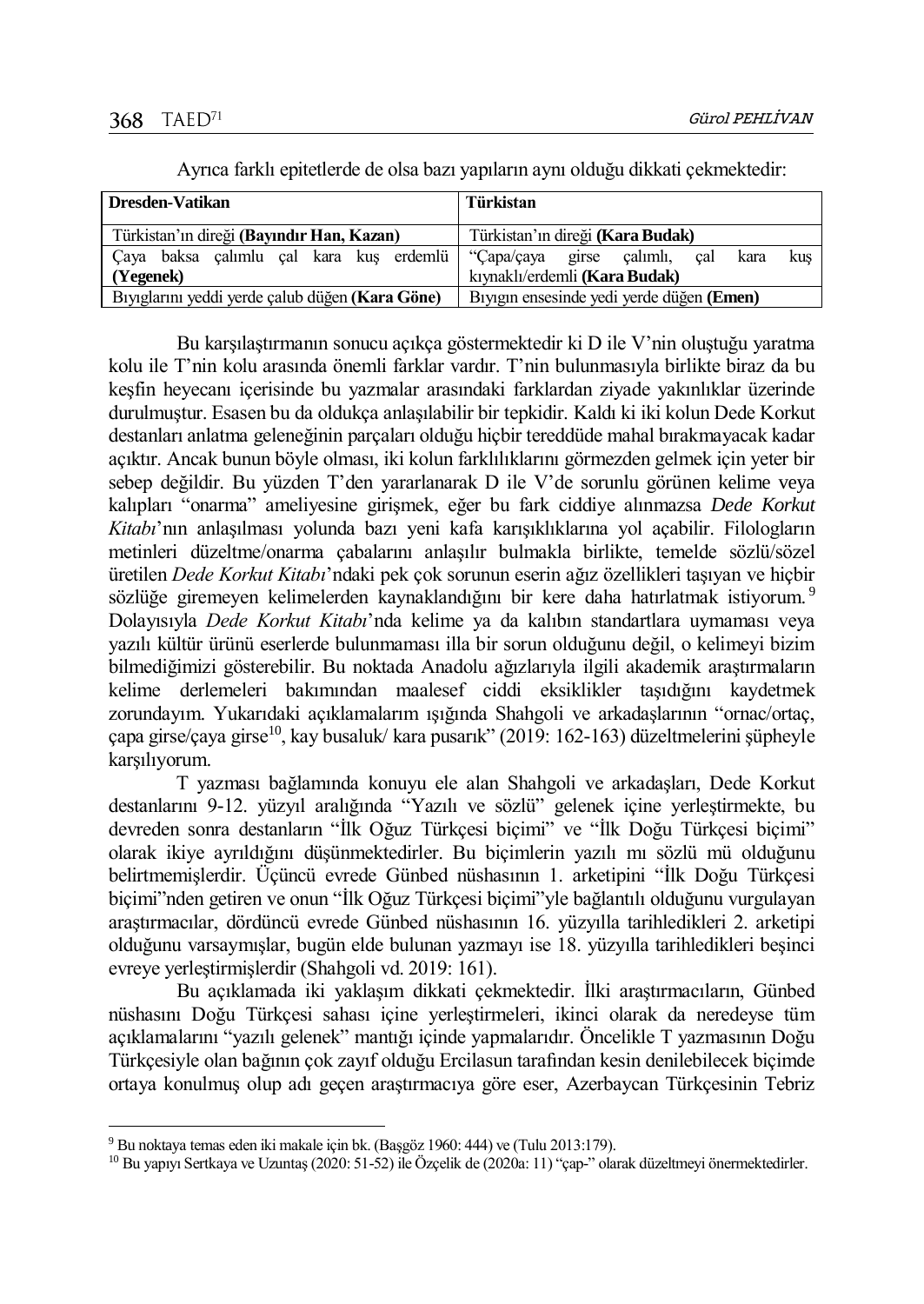Ayrıca farklı epitetlerde de olsa bazı yapıların aynı olduğu dikkati çekmektedir:

| Dresden-Vatikan | Türkistan |
| --- | --- |
| Türkistan'ın direği **(Bayındır Han, Kazan)** | Türkistan'ın direği **(Kara Budak)** |
| Çaya baksa çalımlu çal kara kuş erdemlü **(Yegenek)** | "Çapa/çaya girse çalımlı, çal kara kuş kıynaklı/erdemli **(Kara Budak)** |
| Bıyıglarını yeddi yerde çalub düğen **(Kara Göne)** | Bıyıgın ensesinde yedi yerde düğen **(Emen)** |

Bu karşılaştırmanın sonucu açıkça göstermektedir ki D ile V'nin oluştuğu yaratma kolu ile T'nin kolu arasında önemli farklar vardır. T'nin bulunmasıyla birlikte biraz da bu keşfin heyecanı içerisinde bu yazmalar arasındaki farklardan ziyade yakınlıklar üzerinde durulmuştur. Esasen bu da oldukça anlaşılabilir bir tepkidir. Kaldı ki iki kolun Dede Korkut destanları anlatma geleneğinin parçaları olduğu hiçbir tereddüde mahal bırakmayacak kadar açıktır. Ancak bunun böyle olması, iki kolun farklılıklarını görmezden gelmek için yeter bir sebep değildir. Bu yüzden T'den yararlanarak D ile V'de sorunlu görünen kelime veya kalıpları "onarma" ameliyesine girişmek, eğer bu fark ciddiye alınmazsa *Dede Korkut Kitabı*'nın anlaşılması yolunda bazı yeni kafa karışıklıklarına yol açabilir. Filologların metinleri düzeltme/onarma çabalarını anlaşılır bulmakla birlikte, temelde sözlü/sözel üretilen *Dede Korkut Kitabı*'ndaki pek çok sorunun eserin ağız özellikleri taşıyan ve hiçbir sözlüğe giremeyen kelimelerden kaynaklandığını bir kere daha hatırlatmak istiyorum.[9] Dolayısıyla *Dede Korkut Kitabı*'nda kelime ya da kalıbın standartlara uymaması veya yazılı kültür ürünü eserlerde bulunmaması illa bir sorun olduğunu değil, o kelimeyi bizim bilmediğimizi gösterebilir. Bu noktada Anadolu ağızlarıyla ilgili akademik araştırmaların kelime derlemeleri bakımından maalesef ciddi eksiklikler taşıdığını kaydetmek zorundayım. Yukarıdaki açıklamalarım ışığında Shahgoli ve arkadaşlarının "ornac/ortaç, çapa girse/çaya girse[10], kay busaluk/ kara pusarık" (2019: 162-163) düzeltmelerini şüpheyle karşılıyorum.

T yazması bağlamında konuyu ele alan Shahgoli ve arkadaşları, Dede Korkut destanlarını 9-12. yüzyıl aralığında "Yazılı ve sözlü" gelenek içine yerleştirmekte, bu devreden sonra destanların "İlk Oğuz Türkçesi biçimi" ve "İlk Doğu Türkçesi biçimi" olarak ikiye ayrıldığını düşünmektedirler. Bu biçimlerin yazılı mı sözlü mü olduğunu belirtmemişlerdir. Üçüncü evrede Günbed nüshasının 1. arketipini "İlk Doğu Türkçesi biçimi"nden getiren ve onun "İlk Oğuz Türkçesi biçimi"yle bağlantılı olduğunu vurgulayan araştırmacılar, dördüncü evrede Günbed nüshasının 16. yüzyılla tarihledikleri 2. arketipi olduğunu varsaymışlar, bugün elde bulunan yazmayı ise 18. yüzyılla tarihledikleri beşinci evreye yerleştirmişlerdir (Shahgoli vd. 2019: 161).

Bu açıklamada iki yaklaşım dikkati çekmektedir. İlki araştırmacıların, Günbed nüshasını Doğu Türkçesi sahası içine yerleştirmeleri, ikinci olarak da neredeyse tüm açıklamalarını "yazılı gelenek" mantığı içinde yapmalarıdır. Öncelikle T yazmasının Doğu Türkçesiyle olan bağının çok zayıf olduğu Ercilasun tarafından kesin denilebilecek biçimde ortaya konulmuş olup adı geçen araştırmacıya göre eser, Azerbaycan Türkçesinin Tebriz

---

[9] Bu noktaya temas eden iki makale için bk. (Başgöz 1960: 444) ve (Tulu 2013:179).

[10] Bu yapıyı Sertkaya ve Uzuntaş (2020: 51-52) ile Özçelik de (2020a: 11) "çap-" olarak düzeltmeyi önermektedirler.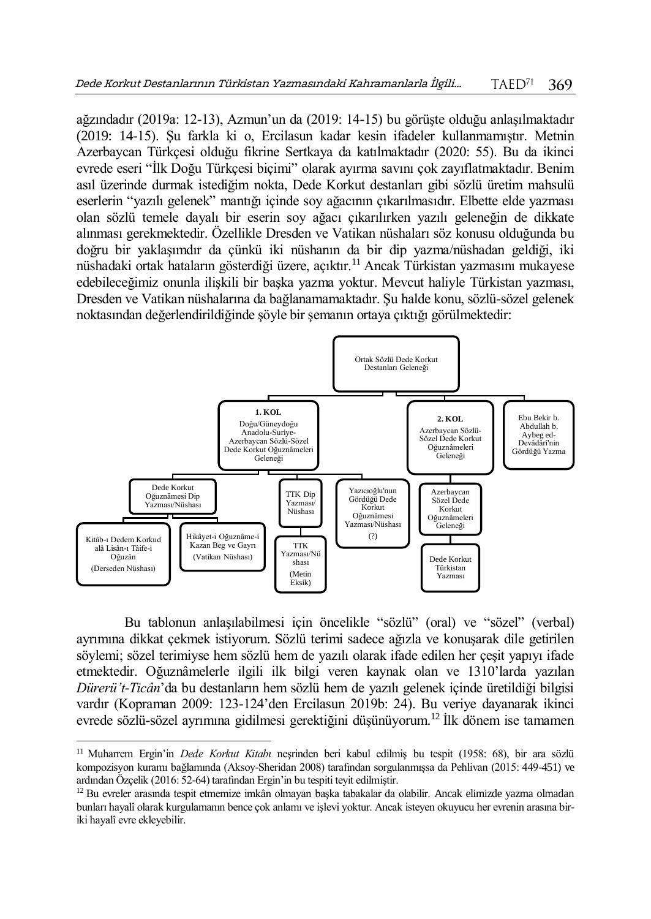ağzındadır (2019a: 12-13), Azmun'un da (2019: 14-15) bu görüşte olduğu anlaşılmaktadır (2019: 14-15). Şu farkla ki o, Ercilasun kadar kesin ifadeler kullanmamıştır. Metnin Azerbaycan Türkçesi olduğu fikrine Sertkaya da katılmaktadır (2020: 55). Bu da ikinci evrede eseri "İlk Doğu Türkçesi biçimi" olarak ayırma savını çok zayıflatmaktadır. Benim asıl üzerinde durmak istediğim nokta, Dede Korkut destanları gibi sözlü üretim mahsulü eserlerin "yazılı gelenek" mantığı içinde soy ağacının çıkarılmasıdır. Elbette elde yazması olan sözlü temele dayalı bir eserin soy ağacı çıkarılırken yazılı geleneğin de dikkate alınması gerekmektedir. Özellikle Dresden ve Vatikan nüshaları söz konusu olduğunda bu doğru bir yaklaşımdır da çünkü iki nüshanın da bir dip yazma/nüshadan geldiği, iki nüshadaki ortak hataların gösterdiği üzere, açıktır.[11] Ancak Türkistan yazmasını mukayese edebileceğimiz onunla ilişkili bir başka yazma yoktur. Mevcut haliyle Türkistan yazması, Dresden ve Vatikan nüshalarına da bağlanamamaktadır. Şu halde konu, sözlü-sözel gelenek noktasından değerlendirildiğinde şöyle bir şemanın ortaya çıktığı görülmektedir:

- Ortak Sözlü Dede Korkut Destanları Geleneği
  - **1. KOL** Doğu/Güneydoğu Anadolu-Suriye-Azerbaycan Sözlü-Sözel Dede Korkut Oğuznâmeleri Geleneği
    - Dede Korkut Oğuznâmesi Dip Yazması/Nüshası
      - Kitâb-ı Dedem Korkud alâ Lisân-ı Tâife-i Oğuzân (Derseden Nüshası)
      - Hikâyet-i Oğuznâme-i Kazan Beg ve Gayrı (Vatikan Nüshası)
    - TTK Dip Yazması/Nüshası
      - TTK Yazması/Nüshası (Metin Eksik)
    - Yazıcıoğlu'nun Gördüğü Dede Korkut Oğuznâmesi Yazması/Nüshası (?)
  - **2. KOL** Azerbaycan Sözlü-Sözel Dede Korkut Oğuznâmeleri Geleneği
    - Azerbaycan Sözel Dede Korkut Oğuznâmeleri Geleneği
      - Dede Korkut Türkistan Yazması
  - Ebu Bekir b. Abdullah b. Aybeg ed-Devâdârî'nin Gördüğü Yazma

Bu tablonun anlaşılabilmesi için öncelikle "sözlü" (oral) ve "sözel" (verbal) ayrımına dikkat çekmek istiyorum. Sözlü terimi sadece ağızla ve konuşarak dile getirilen söylemi; sözel terimiyse hem sözlü hem de yazılı olarak ifade edilen her çeşit yapıyı ifade etmektedir. Oğuznâmelerle ilgili ilk bilgi veren kaynak olan ve 1310'larda yazılan *Dürerü't-Ticân*'da bu destanların hem sözlü hem de yazılı gelenek içinde üretildiği bilgisi vardır (Kopraman 2009: 123-124'den Ercilasun 2019b: 24). Bu veriye dayanarak ikinci evrede sözlü-sözel ayrımına gidilmesi gerektiğini düşünüyorum.[12] İlk dönem ise tamamen

---

[11] Muharrem Ergin'in *Dede Korkut Kitabı* neşrinden beri kabul edilmiş bu tespit (1958: 68), bir ara sözlü kompozisyon kuramı bağlamında (Aksoy-Sheridan 2008) tarafından sorgulanmışsa da Pehlivan (2015: 449-451) ve ardından Özçelik (2016: 52-64) tarafından Ergin'in bu tespiti teyit edilmiştir.

[12] Bu evreler arasında tespit etmemize imkân olmayan başka tabakalar da olabilir. Ancak elimizde yazma olmadan bunları hayalî olarak kurgulamanın bence çok anlamı ve işlevi yoktur. Ancak isteyen okuyucu her evrenin arasına bir-iki hayalî evre ekleyebilir.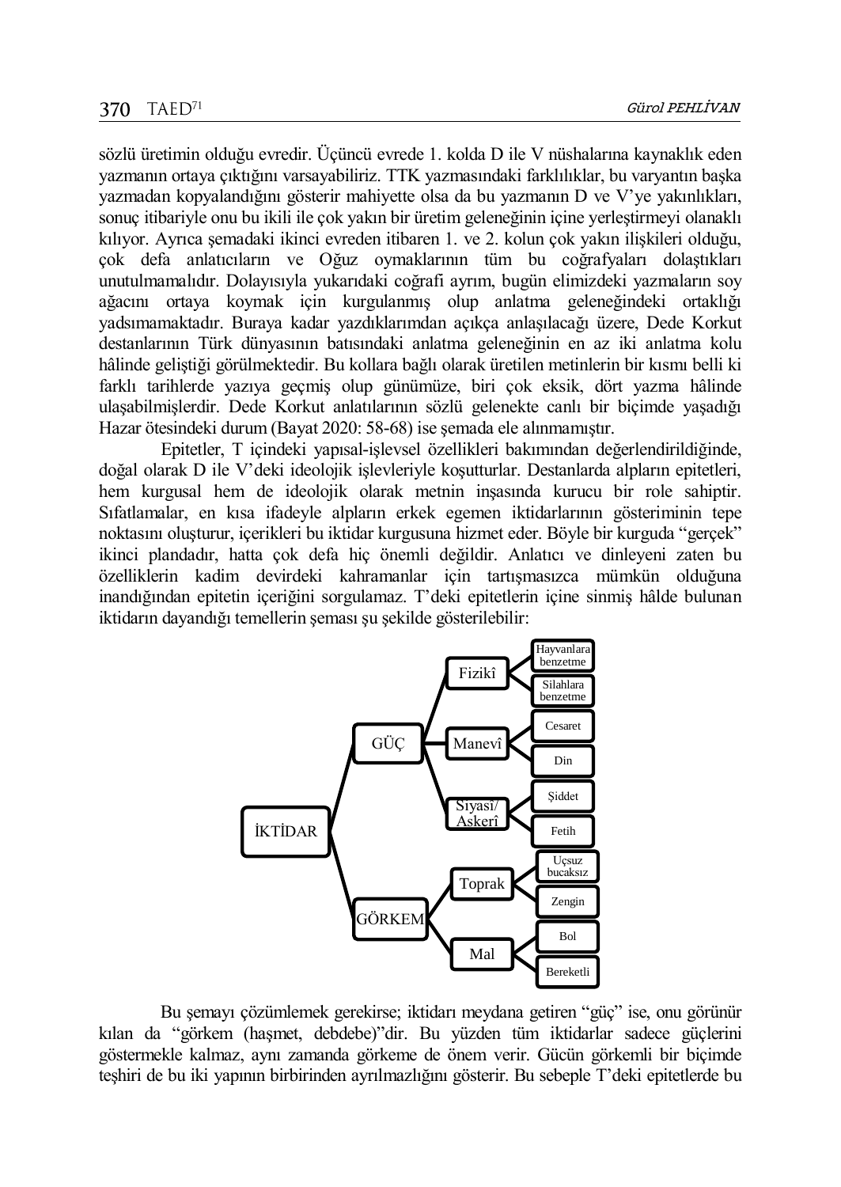sözlü üretimin olduğu evredir. Üçüncü evrede 1. kolda D ile V nüshalarına kaynaklık eden yazmanın ortaya çıktığını varsayabiliriz. TTK yazmasındaki farklılıklar, bu varyantın başka yazmadan kopyalandığını gösterir mahiyette olsa da bu yazmanın D ve V'ye yakınlıkları, sonuç itibariyle onu bu ikili ile çok yakın bir üretim geleneğinin içine yerleştirmeyi olanaklı kılıyor. Ayrıca şemadaki ikinci evreden itibaren 1. ve 2. kolun çok yakın ilişkileri olduğu, çok defa anlatıcıların ve Oğuz oymaklarının tüm bu coğrafyaları dolaştıkları unutulmamalıdır. Dolayısıyla yukarıdaki coğrafi ayrım, bugün elimizdeki yazmaların soy ağacını ortaya koymak için kurgulanmış olup anlatma geleneğindeki ortaklığı yadsımamaktadır. Buraya kadar yazdıklarımdan açıkça anlaşılacağı üzere, Dede Korkut destanlarının Türk dünyasının batısındaki anlatma geleneğinin en az iki anlatma kolu hâlinde geliştiği görülmektedir. Bu kollara bağlı olarak üretilen metinlerin bir kısmı belli ki farklı tarihlerde yazıya geçmiş olup günümüze, biri çok eksik, dört yazma hâlinde ulaşabilmişlerdir. Dede Korkut anlatılarının sözlü gelenekte canlı bir biçimde yaşadığı Hazar ötesindeki durum (Bayat 2020: 58-68) ise şemada ele alınmamıştır.

Epitetler, T içindeki yapısal-işlevsel özellikleri bakımından değerlendirildiğinde, doğal olarak D ile V'deki ideolojik işlevleriyle koşutturlar. Destanlarda alpların epitetleri, hem kurgusal hem de ideolojik olarak metnin inşasında kurucu bir role sahiptir. Sıfatlamalar, en kısa ifadeyle alpların erkek egemen iktidarlarının gösteriminin tepe noktasını oluşturur, içerikleri bu iktidar kurgusuna hizmet eder. Böyle bir kurguda "gerçek" ikinci plandadır, hatta çok defa hiç önemli değildir. Anlatıcı ve dinleyeni zaten bu özelliklerin kadim devirdeki kahramanlar için tartışmasızca mümkün olduğuna inandığından epitetin içeriğini sorgulamaz. T'deki epitetlerin içine sinmiş hâlde bulunan iktidarın dayandığı temellerin şeması şu şekilde gösterilebilir:

- İKTİDAR
  - GÜÇ
    - Fizikî
      - Hayvanlara benzetme
      - Silahlara benzetme
    - Manevî
      - Cesaret
      - Din
    - Siyasî/Askerî
      - Şiddet
      - Fetih
  - GÖRKEM
    - Toprak
      - Uçsuz bucaksız
      - Zengin
    - Mal
      - Bol
      - Bereketli

Bu şemayı çözümlemek gerekirse; iktidarı meydana getiren "güç" ise, onu görünür kılan da "görkem (haşmet, debdebe)"dir. Bu yüzden tüm iktidarlar sadece güçlerini göstermekle kalmaz, aynı zamanda görkeme de önem verir. Gücün görkemli bir biçimde teşhiri de bu iki yapının birbirinden ayrılmazlığını gösterir. Bu sebeple T'deki epitetlerde bu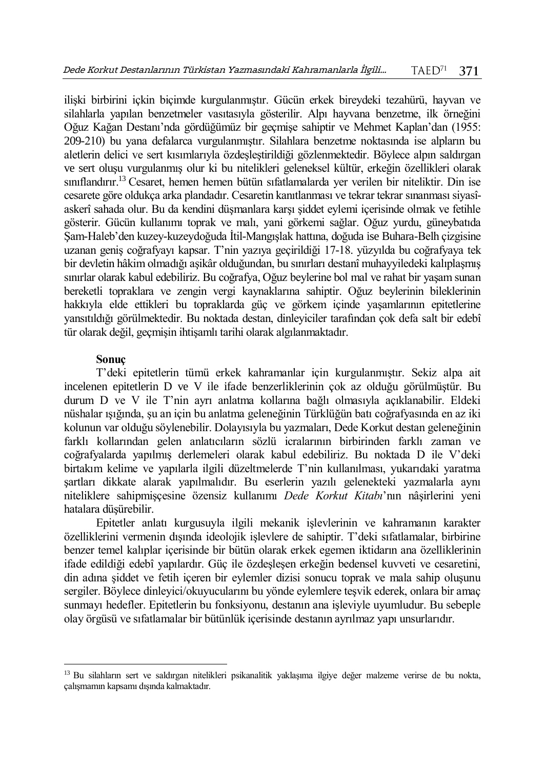ilişki birbirini içkin biçimde kurgulanmıştır. Gücün erkek bireydeki tezahürü, hayvan ve silahlarla yapılan benzetmeler vasıtasıyla gösterilir. Alpı hayvana benzetme, ilk örneğini Oğuz Kağan Destanı'nda gördüğümüz bir geçmişe sahiptir ve Mehmet Kaplan'dan (1955: 209-210) bu yana defalarca vurgulanmıştır. Silahlara benzetme noktasında ise alpların bu aletlerin delici ve sert kısımlarıyla özdeşleştirildiği gözlenmektedir. Böylece alpın saldırgan ve sert oluşu vurgulanmış olur ki bu nitelikleri geleneksel kültür, erkeğin özellikleri olarak sınıflandırır.[13] Cesaret, hemen hemen bütün sıfatlamalarda yer verilen bir niteliktir. Din ise cesarete göre oldukça arka plandadır. Cesaretin kanıtlanması ve tekrar tekrar sınanması siyasî-askerî sahada olur. Bu da kendini düşmanlara karşı şiddet eylemi içerisinde olmak ve fetihle gösterir. Gücün kullanımı toprak ve malı, yani görkemi sağlar. Oğuz yurdu, güneybatıda Şam-Haleb'den kuzey-kuzeydoğuda İtil-Mangışlak hattına, doğuda ise Buhara-Belh çizgisine uzanan geniş coğrafyayı kapsar. T'nin yazıya geçirildiği 17-18. yüzyılda bu coğrafyaya tek bir devletin hâkim olmadığı aşikâr olduğundan, bu sınırları destanî muhayyiledeki kalıplaşmış sınırlar olarak kabul edebiliriz. Bu coğrafya, Oğuz beylerine bol mal ve rahat bir yaşam sunan bereketli topraklara ve zengin vergi kaynaklarına sahiptir. Oğuz beylerinin bileklerinin hakkıyla elde ettikleri bu topraklarda güç ve görkem içinde yaşamlarının epitetlerine yansıtıldığı görülmektedir. Bu noktada destan, dinleyiciler tarafından çok defa salt bir edebî tür olarak değil, geçmişin ihtişamlı tarihi olarak algılanmaktadır.

**Sonuç**

T'deki epitetlerin tümü erkek kahramanlar için kurgulanmıştır. Sekiz alpa ait incelenen epitetlerin D ve V ile ifade benzerliklerinin çok az olduğu görülmüştür. Bu durum D ve V ile T'nin ayrı anlatma kollarına bağlı olmasıyla açıklanabilir. Eldeki nüshalar ışığında, şu an için bu anlatma geleneğinin Türklüğün batı coğrafyasında en az iki kolunun var olduğu söylenebilir. Dolayısıyla bu yazmaları, Dede Korkut destan geleneğinin farklı kollarından gelen anlatıcıların sözlü icralarının birbirinden farklı zaman ve coğrafyalarda yapılmış derlemeleri olarak kabul edebiliriz. Bu noktada D ile V'deki birtakım kelime ve yapılarla ilgili düzeltmelerde T'nin kullanılması, yukarıdaki yaratma şartları dikkate alarak yapılmalıdır. Bu eserlerin yazılı gelenekteki yazmalarla aynı niteliklere sahipmişçesine özensiz kullanımı *Dede Korkut Kitabı*'nın nâşirlerini yeni hatalara düşürebilir.

Epitetler anlatı kurgusuyla ilgili mekanik işlevlerinin ve kahramanın karakter özelliklerini vermenin dışında ideolojik işlevlere de sahiptir. T'deki sıfatlamalar, birbirine benzer temel kalıplar içerisinde bir bütün olarak erkek egemen iktidarın ana özelliklerinin ifade edildiği edebî yapılardır. Güç ile özdeşleşen erkeğin bedensel kuvveti ve cesaretini, din adına şiddet ve fetih içeren bir eylemler dizisi sonucu toprak ve mala sahip oluşunu sergiler. Böylece dinleyici/okuyucularını bu yönde eylemlere teşvik ederek, onlara bir amaç sunmayı hedefler. Epitetlerin bu fonksiyonu, destanın ana işleviyle uyumludur. Bu sebeple olay örgüsü ve sıfatlamalar bir bütünlük içerisinde destanın ayrılmaz yapı unsurlarıdır.

---

[13] Bu silahların sert ve saldırgan nitelikleri psikanalitik yaklaşıma ilgiye değer malzeme verirse de bu nokta, çalışmamın kapsamı dışında kalmaktadır.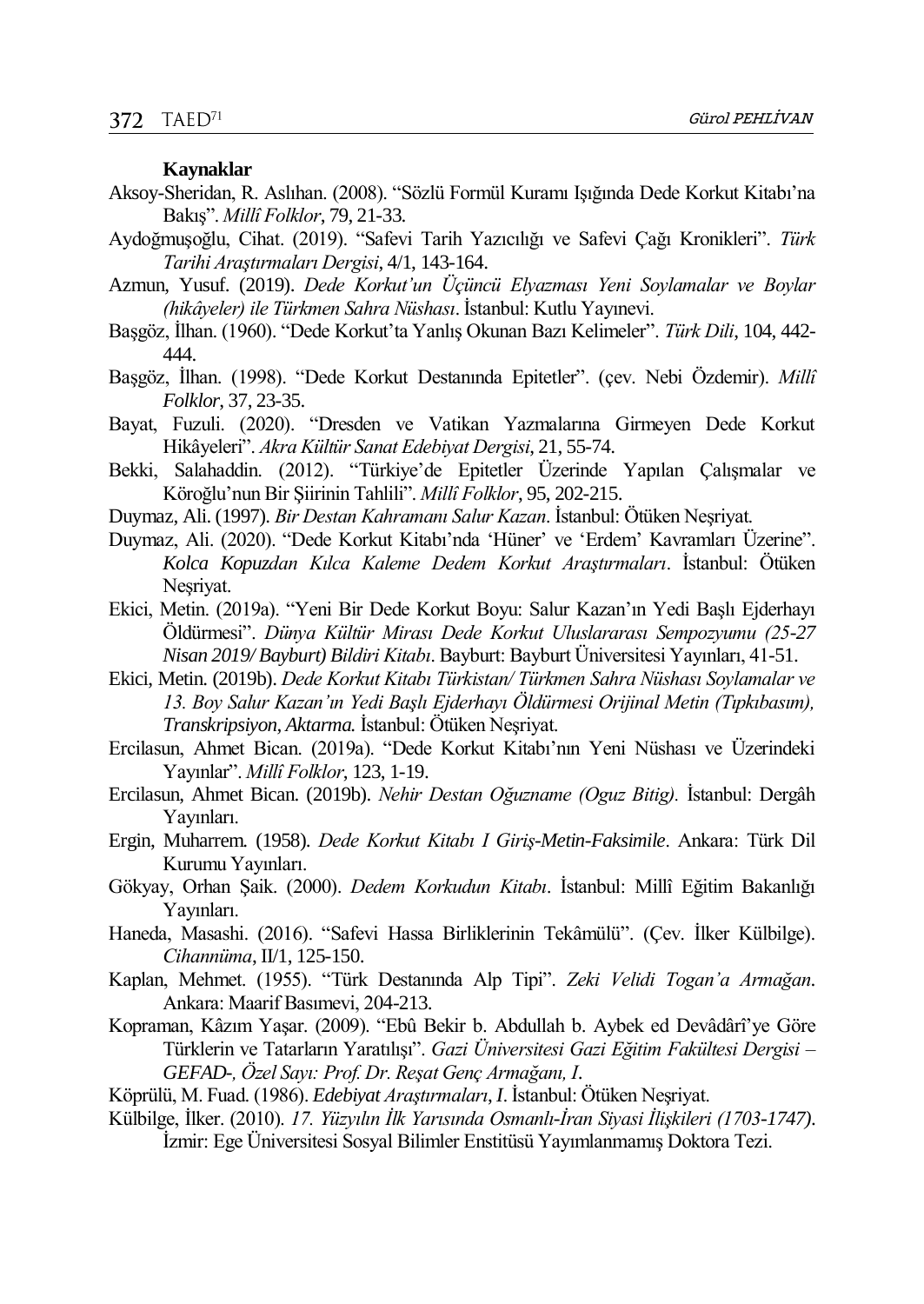**Kaynaklar**

Aksoy-Sheridan, R. Aslıhan. (2008). "Sözlü Formül Kuramı Işığında Dede Korkut Kitabı'na Bakış". *Millî Folklor*, 79, 21-33.

Aydoğmuşoğlu, Cihat. (2019). "Safevi Tarih Yazıcılığı ve Safevi Çağı Kronikleri". *Türk Tarihi Araştırmaları Dergisi*, 4/1, 143-164.

Azmun, Yusuf. (2019). *Dede Korkut'un Üçüncü Elyazması Yeni Soylamalar ve Boylar (hikâyeler) ile Türkmen Sahra Nüshası*. İstanbul: Kutlu Yayınevi.

Başgöz, İlhan. (1960). "Dede Korkut'ta Yanlış Okunan Bazı Kelimeler". *Türk Dili*, 104, 442-444.

Başgöz, İlhan. (1998). "Dede Korkut Destanında Epitetler". (çev. Nebi Özdemir). *Millî Folklor*, 37, 23-35.

Bayat, Fuzuli. (2020). "Dresden ve Vatikan Yazmalarına Girmeyen Dede Korkut Hikâyeleri". *Akra Kültür Sanat Edebiyat Dergisi*, 21, 55-74.

Bekki, Salahaddin. (2012). "Türkiye'de Epitetler Üzerinde Yapılan Çalışmalar ve Köroğlu'nun Bir Şiirinin Tahlili". *Millî Folklor*, 95, 202-215.

Duymaz, Ali. (1997). *Bir Destan Kahramanı Salur Kazan*. İstanbul: Ötüken Neşriyat.

Duymaz, Ali. (2020). "Dede Korkut Kitabı'nda 'Hüner' ve 'Erdem' Kavramları Üzerine". *Kolca Kopuzdan Kılca Kaleme Dedem Korkut Araştırmaları*. İstanbul: Ötüken Neşriyat.

Ekici, Metin. (2019a). "Yeni Bir Dede Korkut Boyu: Salur Kazan'ın Yedi Başlı Ejderhayı Öldürmesi". *Dünya Kültür Mirası Dede Korkut Uluslararası Sempozyumu (25-27 Nisan 2019/ Bayburt) Bildiri Kitabı*. Bayburt: Bayburt Üniversitesi Yayınları, 41-51.

Ekici, Metin. (2019b). *Dede Korkut Kitabı Türkistan/ Türkmen Sahra Nüshası Soylamalar ve 13. Boy Salur Kazan'ın Yedi Başlı Ejderhayı Öldürmesi Orijinal Metin (Tıpkıbasım), Transkripsiyon, Aktarma.* İstanbul: Ötüken Neşriyat.

Ercilasun, Ahmet Bican. (2019a). "Dede Korkut Kitabı'nın Yeni Nüshası ve Üzerindeki Yayınlar". *Millî Folklor*, 123, 1-19.

Ercilasun, Ahmet Bican. (2019b). *Nehir Destan Oğuzname (Oguz Bitig).* İstanbul: Dergâh Yayınları.

Ergin, Muharrem. (1958). *Dede Korkut Kitabı I Giriş-Metin-Faksimile*. Ankara: Türk Dil Kurumu Yayınları.

Gökyay, Orhan Şaik. (2000). *Dedem Korkudun Kitabı*. İstanbul: Millî Eğitim Bakanlığı Yayınları.

Haneda, Masashi. (2016). "Safevi Hassa Birliklerinin Tekâmülü". (Çev. İlker Külbilge). *Cihannüma*, II/1, 125-150.

Kaplan, Mehmet. (1955). "Türk Destanında Alp Tipi". *Zeki Velidi Togan'a Armağan*. Ankara: Maarif Basımevi, 204-213.

Kopraman, Kâzım Yaşar. (2009). "Ebû Bekir b. Abdullah b. Aybek ed Devâdârî'ye Göre Türklerin ve Tatarların Yaratılışı". *Gazi Üniversitesi Gazi Eğitim Fakültesi Dergisi – GEFAD-, Özel Sayı: Prof. Dr. Reşat Genç Armağanı, I*.

Köprülü, M. Fuad. (1986). *Edebiyat Araştırmaları*, *I*. İstanbul: Ötüken Neşriyat.

Külbilge, İlker. (2010). *17. Yüzyılın İlk Yarısında Osmanlı-İran Siyasi İlişkileri (1703-1747)*. İzmir: Ege Üniversitesi Sosyal Bilimler Enstitüsü Yayımlanmamış Doktora Tezi.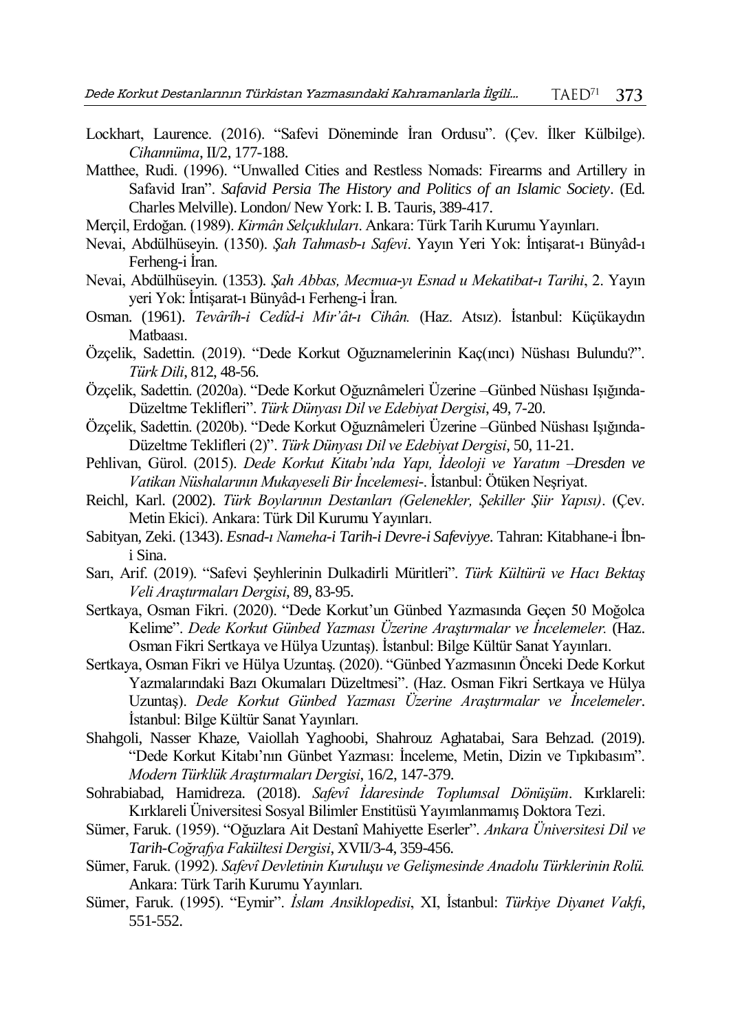Lockhart, Laurence. (2016). "Safevi Döneminde İran Ordusu". (Çev. İlker Külbilge). *Cihannüma*, II/2, 177-188.

Matthee, Rudi. (1996). "Unwalled Cities and Restless Nomads: Firearms and Artillery in Safavid Iran". *Safavid Persia The History and Politics of an Islamic Society*. (Ed. Charles Melville). London/ New York: I. B. Tauris, 389-417.

Merçil, Erdoğan. (1989). *Kirmân Selçukluları*. Ankara: Türk Tarih Kurumu Yayınları.

Nevai, Abdülhüseyin. (1350). *Şah Tahmasb-ı Safevi*. Yayın Yeri Yok: İntişarat-ı Bünyâd-ı Ferheng-i İran.

Nevai, Abdülhüseyin. (1353). *Şah Abbas, Mecmua-yı Esnad u Mekatibat-ı Tarihi*, 2. Yayın yeri Yok: İntişarat-ı Bünyâd-ı Ferheng-i İran.

Osman. (1961). *Tevârîh-i Cedîd-i Mir'ât-ı Cihân.* (Haz. Atsız). İstanbul: Küçükaydın Matbaası.

Özçelik, Sadettin. (2019). "Dede Korkut Oğuznamelerinin Kaç(ıncı) Nüshası Bulundu?". *Türk Dili*, 812, 48-56.

Özçelik, Sadettin. (2020a). "Dede Korkut Oğuznâmeleri Üzerine –Günbed Nüshası Işığında- Düzeltme Teklifleri". *Türk Dünyası Dil ve Edebiyat Dergisi*, 49, 7-20.

Özçelik, Sadettin. (2020b). "Dede Korkut Oğuznâmeleri Üzerine –Günbed Nüshası Işığında- Düzeltme Teklifleri (2)". *Türk Dünyası Dil ve Edebiyat Dergisi*, 50, 11-21.

Pehlivan, Gürol. (2015). *Dede Korkut Kitabı'nda Yapı, İdeoloji ve Yaratım –Dresden ve Vatikan Nüshalarının Mukayeseli Bir İncelemesi-*. İstanbul: Ötüken Neşriyat.

Reichl, Karl. (2002). *Türk Boylarının Destanları (Gelenekler, Şekiller Şiir Yapısı)*. (Çev. Metin Ekici). Ankara: Türk Dil Kurumu Yayınları.

Sabityan, Zeki. (1343). *Esnad-ı Nameha-i Tarih-i Devre-i Safeviyye*. Tahran: Kitabhane-i İbn-i Sina.

Sarı, Arif. (2019). "Safevi Şeyhlerinin Dulkadirli Müritleri". *Türk Kültürü ve Hacı Bektaş Veli Araştırmaları Dergisi*, 89, 83-95.

Sertkaya, Osman Fikri. (2020). "Dede Korkut'un Günbed Yazmasında Geçen 50 Moğolca Kelime". *Dede Korkut Günbed Yazması Üzerine Araştırmalar ve İncelemeler.* (Haz. Osman Fikri Sertkaya ve Hülya Uzuntaş). İstanbul: Bilge Kültür Sanat Yayınları.

Sertkaya, Osman Fikri ve Hülya Uzuntaş. (2020). "Günbed Yazmasının Önceki Dede Korkut Yazmalarındaki Bazı Okumaları Düzeltmesi". (Haz. Osman Fikri Sertkaya ve Hülya Uzuntaş). *Dede Korkut Günbed Yazması Üzerine Araştırmalar ve İncelemeler*. İstanbul: Bilge Kültür Sanat Yayınları.

Shahgoli, Nasser Khaze, Vaiollah Yaghoobi, Shahrouz Aghatabai, Sara Behzad. (2019). "Dede Korkut Kitabı'nın Günbet Yazması: İnceleme, Metin, Dizin ve Tıpkıbasım". *Modern Türklük Araştırmaları Dergisi*, 16/2, 147-379.

Sohrabiabad, Hamidreza. (2018). *Safevî İdaresinde Toplumsal Dönüşüm*. Kırklareli: Kırklareli Üniversitesi Sosyal Bilimler Enstitüsü Yayımlanmamış Doktora Tezi.

Sümer, Faruk. (1959). "Oğuzlara Ait Destanî Mahiyette Eserler". *Ankara Üniversitesi Dil ve Tarih-Coğrafya Fakültesi Dergisi*, XVII/3-4, 359-456.

Sümer, Faruk. (1992). *Safevî Devletinin Kuruluşu ve Gelişmesinde Anadolu Türklerinin Rolü.* Ankara: Türk Tarih Kurumu Yayınları.

Sümer, Faruk. (1995). "Eymir". *İslam Ansiklopedisi*, XI, İstanbul: *Türkiye Diyanet Vakfı*, 551-552.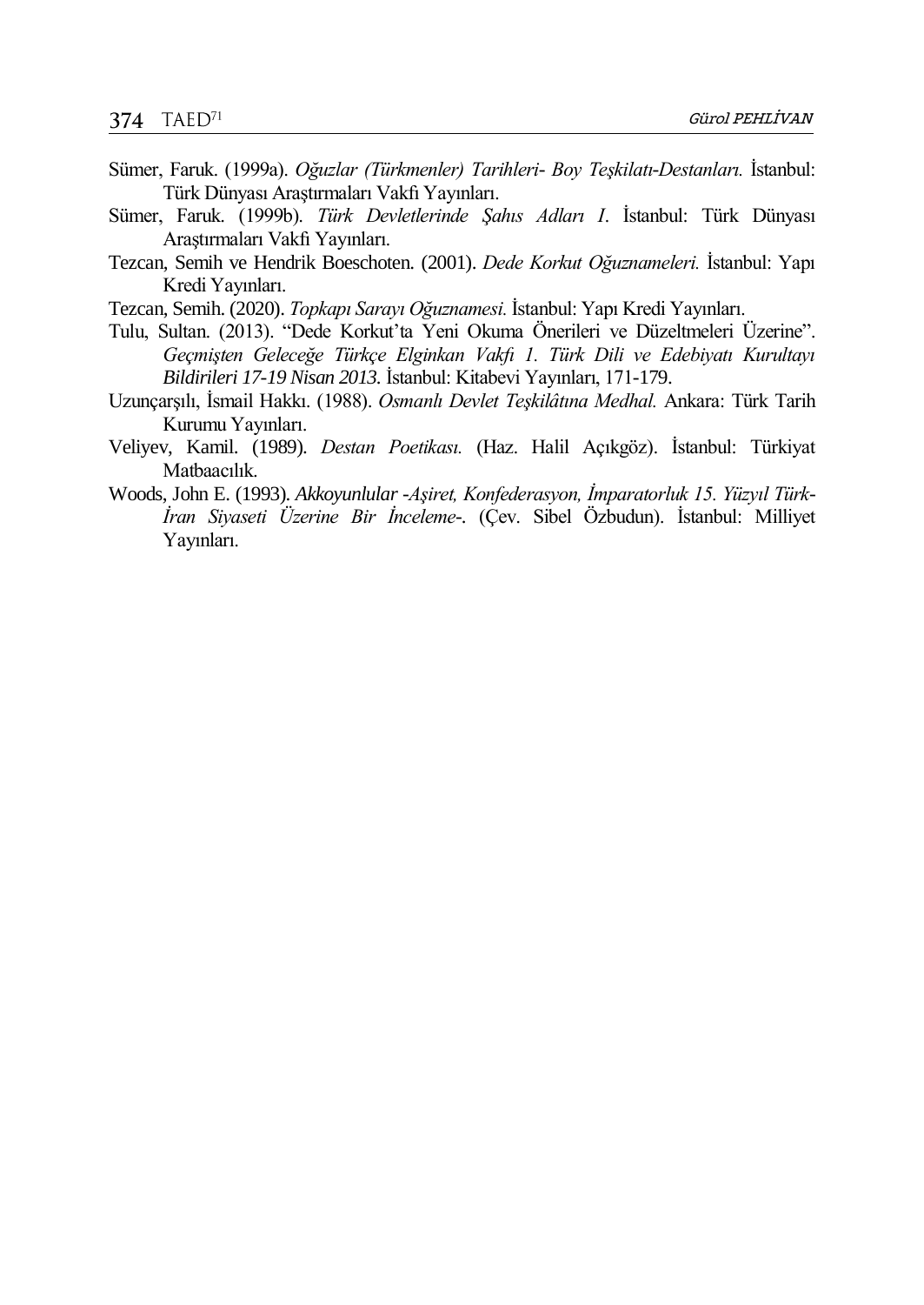Sümer, Faruk. (1999a). *Oğuzlar (Türkmenler) Tarihleri- Boy Teşkilatı-Destanları.* İstanbul: Türk Dünyası Araştırmaları Vakfı Yayınları.

Sümer, Faruk. (1999b). *Türk Devletlerinde Şahıs Adları I*. İstanbul: Türk Dünyası Araştırmaları Vakfı Yayınları.

Tezcan, Semih ve Hendrik Boeschoten. (2001). *Dede Korkut Oğuznameleri.* İstanbul: Yapı Kredi Yayınları.

Tezcan, Semih. (2020). *Topkapı Sarayı Oğuznamesi.* İstanbul: Yapı Kredi Yayınları.

Tulu, Sultan. (2013). "Dede Korkut'ta Yeni Okuma Önerileri ve Düzeltmeleri Üzerine". *Geçmişten Geleceğe Türkçe Elginkan Vakfı 1. Türk Dili ve Edebiyatı Kurultayı Bildirileri 17-19 Nisan 2013.* İstanbul: Kitabevi Yayınları, 171-179.

Uzunçarşılı, İsmail Hakkı. (1988). *Osmanlı Devlet Teşkilâtına Medhal.* Ankara: Türk Tarih Kurumu Yayınları.

Veliyev, Kamil. (1989). *Destan Poetikası.* (Haz. Halil Açıkgöz). İstanbul: Türkiyat Matbaacılık.

Woods, John E. (1993). *Akkoyunlular -Aşiret, Konfederasyon, İmparatorluk 15. Yüzyıl Türk-İran Siyaseti Üzerine Bir İnceleme-*. (Çev. Sibel Özbudun). İstanbul: Milliyet Yayınları.